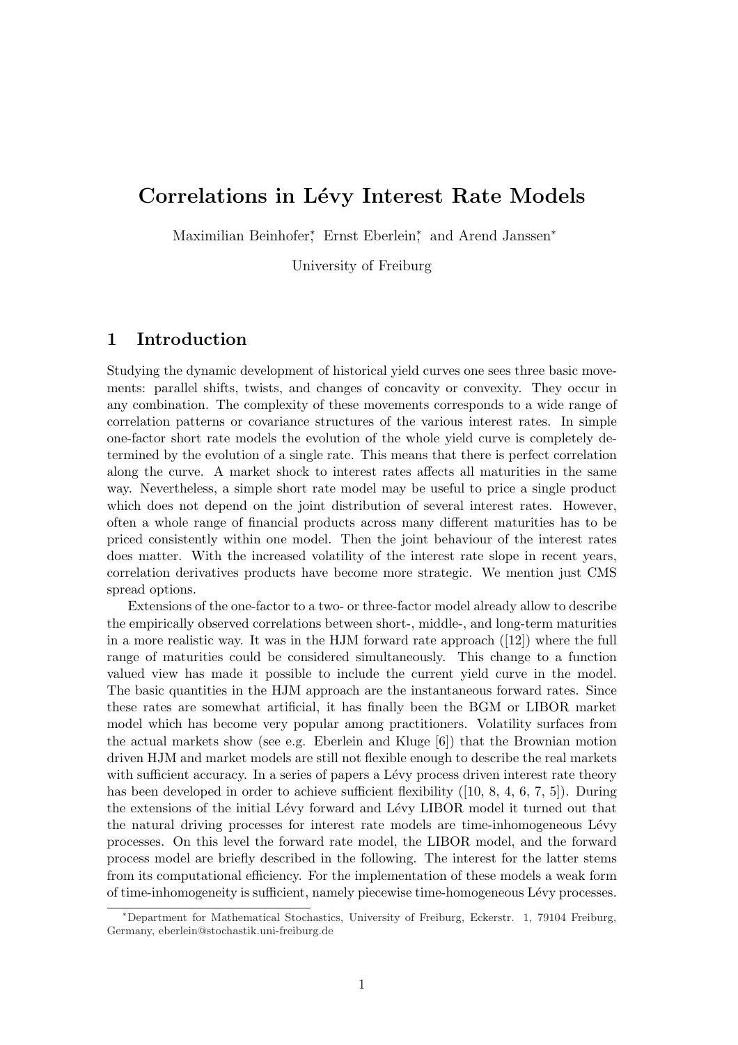# Correlations in Lévy Interest Rate Models

Maximilian Beinhofer*, Ernst Eberlein*, and Arend Janssen*

University of Freiburg

## 1 Introduction

Studying the dynamic development of historical yield curves one sees three basic movements: parallel shifts, twists, and changes of concavity or convexity. They occur in any combination. The complexity of these movements corresponds to a wide range of correlation patterns or covariance structures of the various interest rates. In simple one-factor short rate models the evolution of the whole yield curve is completely determined by the evolution of a single rate. This means that there is perfect correlation along the curve. A market shock to interest rates affects all maturities in the same way. Nevertheless, a simple short rate model may be useful to price a single product which does not depend on the joint distribution of several interest rates. However, often a whole range of financial products across many different maturities has to be priced consistently within one model. Then the joint behaviour of the interest rates does matter. With the increased volatility of the interest rate slope in recent years, correlation derivatives products have become more strategic. We mention just CMS spread options.

Extensions of the one-factor to a two- or three-factor model already allow to describe the empirically observed correlations between short-, middle-, and long-term maturities in a more realistic way. It was in the HJM forward rate approach ([12]) where the full range of maturities could be considered simultaneously. This change to a function valued view has made it possible to include the current yield curve in the model. The basic quantities in the HJM approach are the instantaneous forward rates. Since these rates are somewhat artificial, it has finally been the BGM or LIBOR market model which has become very popular among practitioners. Volatility surfaces from the actual markets show (see e.g. Eberlein and Kluge [6]) that the Brownian motion driven HJM and market models are still not flexible enough to describe the real markets with sufficient accuracy. In a series of papers a Lévy process driven interest rate theory has been developed in order to achieve sufficient flexibility ([10, 8, 4, 6, 7, 5]). During the extensions of the initial Lévy forward and Lévy LIBOR model it turned out that the natural driving processes for interest rate models are time-inhomogeneous Lévy processes. On this level the forward rate model, the LIBOR model, and the forward process model are briefly described in the following. The interest for the latter stems from its computational efficiency. For the implementation of these models a weak form of time-inhomogeneity is sufficient, namely piecewise time-homogeneous Lévy processes.

---

*Department for Mathematical Stochastics, University of Freiburg, Eckerstr. 1, 79104 Freiburg, Germany, eberlein@stochastik.uni-freiburg.de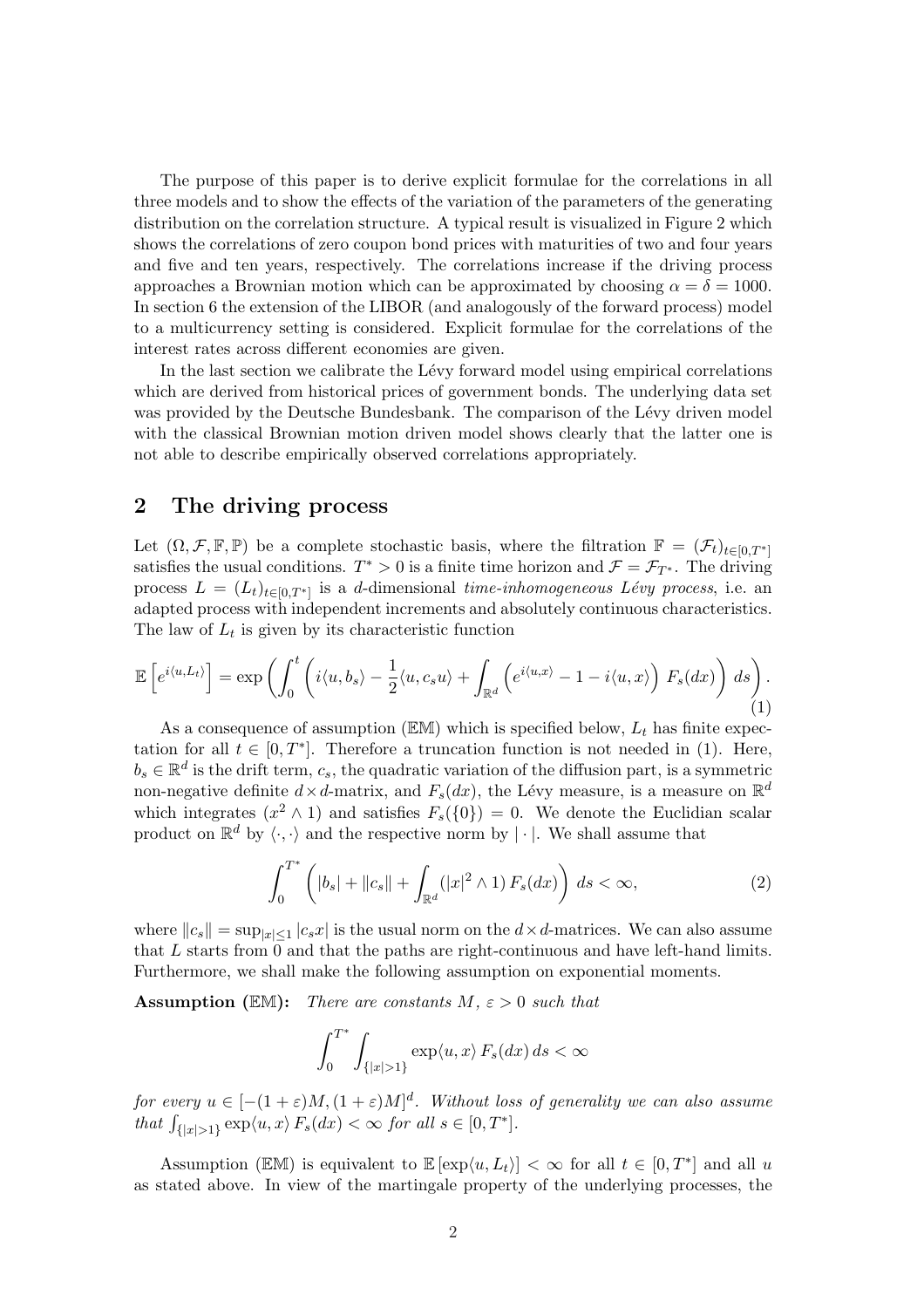The purpose of this paper is to derive explicit formulae for the correlations in all three models and to show the effects of the variation of the parameters of the generating distribution on the correlation structure. A typical result is visualized in Figure 2 which shows the correlations of zero coupon bond prices with maturities of two and four years and five and ten years, respectively. The correlations increase if the driving process approaches a Brownian motion which can be approximated by choosing $\alpha = \delta = 1000$. In section 6 the extension of the LIBOR (and analogously of the forward process) model to a multicurrency setting is considered. Explicit formulae for the correlations of the interest rates across different economies are given.

In the last section we calibrate the Lévy forward model using empirical correlations which are derived from historical prices of government bonds. The underlying data set was provided by the Deutsche Bundesbank. The comparison of the Lévy driven model with the classical Brownian motion driven model shows clearly that the latter one is not able to describe empirically observed correlations appropriately.

## 2 The driving process

Let $(\Omega, \mathcal{F}, \mathbb{F}, \mathbb{P})$ be a complete stochastic basis, where the filtration $\mathbb{F} = (\mathcal{F}_t)_{t\in[0,T^*]}$ satisfies the usual conditions. $T^* > 0$ is a finite time horizon and $\mathcal{F} = \mathcal{F}_{T^*}$. The driving process $L = (L_t)_{t\in[0,T^*]}$ is a $d$-dimensional *time-inhomogeneous Lévy process*, i.e. an adapted process with independent increments and absolutely continuous characteristics. The law of $L_t$ is given by its characteristic function

$$\mathbb{E}\left[e^{i\langle u,L_t\rangle}\right] = \exp\left(\int_0^t \left(i\langle u,b_s\rangle - \frac{1}{2}\langle u,c_s u\rangle + \int_{\mathbb{R}^d}\left(e^{i\langle u,x\rangle} - 1 - i\langle u,x\rangle\right) F_s(dx)\right) ds\right). \tag{1}$$

As a consequence of assumption ($\mathbb{EM}$) which is specified below, $L_t$ has finite expectation for all $t \in [0,T^*]$. Therefore a truncation function is not needed in (1). Here, $b_s \in \mathbb{R}^d$ is the drift term, $c_s$, the quadratic variation of the diffusion part, is a symmetric non-negative definite $d\times d$-matrix, and $F_s(dx)$, the Lévy measure, is a measure on $\mathbb{R}^d$ which integrates $(x^2 \wedge 1)$ and satisfies $F_s(\{0\}) = 0$. We denote the Euclidian scalar product on $\mathbb{R}^d$ by $\langle\cdot,\cdot\rangle$ and the respective norm by $|\cdot|$. We shall assume that

$$\int_0^{T^*}\left(|b_s| + \|c_s\| + \int_{\mathbb{R}^d}(|x|^2 \wedge 1)\, F_s(dx)\right) ds < \infty, \tag{2}$$

where $\|c_s\| = \sup_{|x|\le 1}|c_s x|$ is the usual norm on the $d\times d$-matrices. We can also assume that $L$ starts from 0 and that the paths are right-continuous and have left-hand limits. Furthermore, we shall make the following assumption on exponential moments.

**Assumption ($\mathbb{EM}$):** *There are constants $M$, $\varepsilon > 0$ such that*

$$\int_0^{T^*}\int_{\{|x|>1\}} \exp\langle u,x\rangle\, F_s(dx)\, ds < \infty$$

*for every $u \in [-(1+\varepsilon)M, (1+\varepsilon)M]^d$. Without loss of generality we can also assume that $\int_{\{|x|>1\}} \exp\langle u,x\rangle\, F_s(dx) < \infty$ for all $s \in [0,T^*]$.*

Assumption ($\mathbb{EM}$) is equivalent to $\mathbb{E}\left[\exp\langle u,L_t\rangle\right] < \infty$ for all $t \in [0,T^*]$ and all $u$ as stated above. In view of the martingale property of the underlying processes, the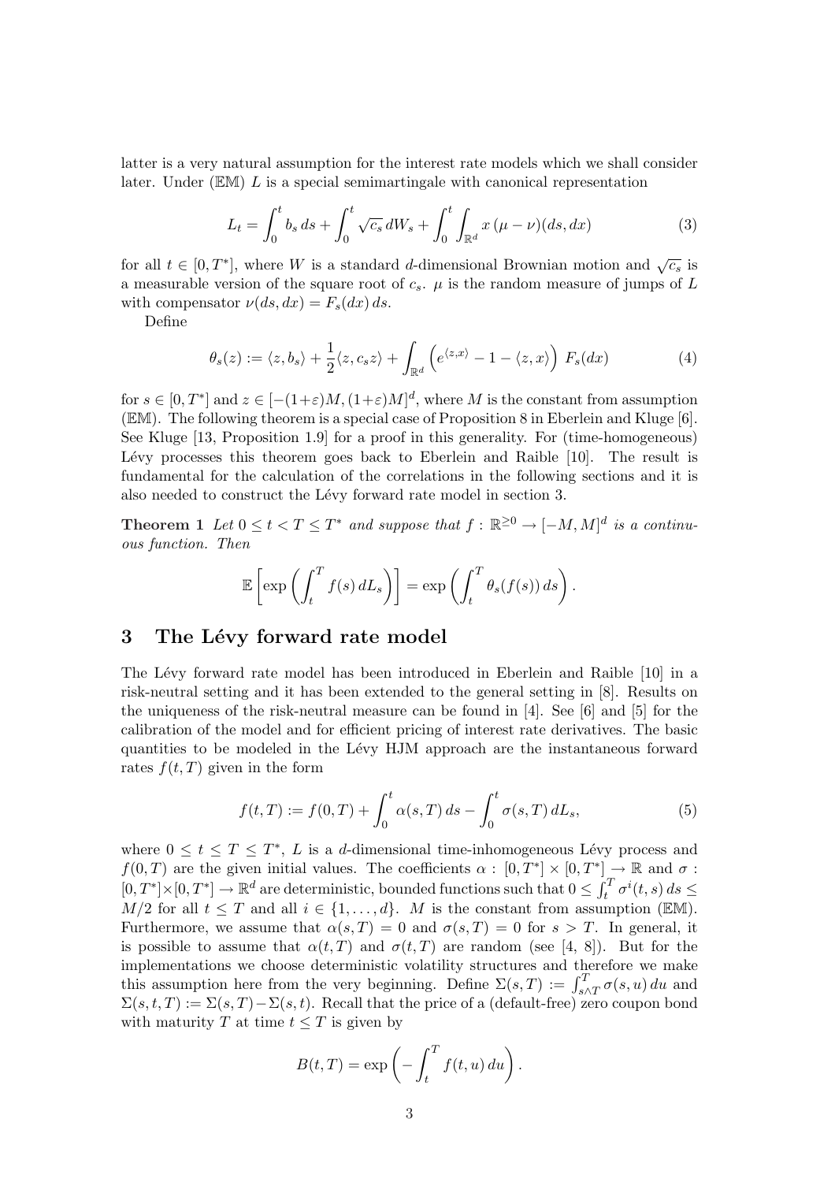latter is a very natural assumption for the interest rate models which we shall consider later. Under ($\mathbb{EM}$) $L$ is a special semimartingale with canonical representation

$$L_t = \int_0^t b_s\, ds + \int_0^t \sqrt{c_s}\, dW_s + \int_0^t \int_{\mathbb{R}^d} x\,(\mu - \nu)(ds, dx) \tag{3}$$

for all $t \in [0, T^*]$, where $W$ is a standard $d$-dimensional Brownian motion and $\sqrt{c_s}$ is a measurable version of the square root of $c_s$. $\mu$ is the random measure of jumps of $L$ with compensator $\nu(ds, dx) = F_s(dx)\, ds$.

Define

$$\theta_s(z) := \langle z, b_s \rangle + \frac{1}{2}\langle z, c_s z\rangle + \int_{\mathbb{R}^d} \left( e^{\langle z, x\rangle} - 1 - \langle z, x\rangle \right) F_s(dx) \tag{4}$$

for $s \in [0, T^*]$ and $z \in [-(1+\varepsilon)M, (1+\varepsilon)M]^d$, where $M$ is the constant from assumption ($\mathbb{EM}$). The following theorem is a special case of Proposition 8 in Eberlein and Kluge [6]. See Kluge [13, Proposition 1.9] for a proof in this generality. For (time-homogeneous) Lévy processes this theorem goes back to Eberlein and Raible [10]. The result is fundamental for the calculation of the correlations in the following sections and it is also needed to construct the Lévy forward rate model in section 3.

**Theorem 1** *Let $0 \le t < T \le T^*$ and suppose that $f : \mathbb{R}^{\ge 0} \to [-M, M]^d$ is a continuous function. Then*

$$\mathbb{E}\left[ \exp\left( \int_t^T f(s)\, dL_s \right) \right] = \exp\left( \int_t^T \theta_s(f(s))\, ds \right).$$

## 3 The Lévy forward rate model

The Lévy forward rate model has been introduced in Eberlein and Raible [10] in a risk-neutral setting and it has been extended to the general setting in [8]. Results on the uniqueness of the risk-neutral measure can be found in [4]. See [6] and [5] for the calibration of the model and for efficient pricing of interest rate derivatives. The basic quantities to be modeled in the Lévy HJM approach are the instantaneous forward rates $f(t, T)$ given in the form

$$f(t, T) := f(0, T) + \int_0^t \alpha(s, T)\, ds - \int_0^t \sigma(s, T)\, dL_s, \tag{5}$$

where $0 \le t \le T \le T^*$, $L$ is a $d$-dimensional time-inhomogeneous Lévy process and $f(0, T)$ are the given initial values. The coefficients $\alpha : [0, T^*] \times [0, T^*] \to \mathbb{R}$ and $\sigma : [0, T^*] \times [0, T^*] \to \mathbb{R}^d$ are deterministic, bounded functions such that $0 \le \int_t^T \sigma^i(t, s)\, ds \le M/2$ for all $t \le T$ and all $i \in \{1, \ldots, d\}$. $M$ is the constant from assumption ($\mathbb{EM}$). Furthermore, we assume that $\alpha(s, T) = 0$ and $\sigma(s, T) = 0$ for $s > T$. In general, it is possible to assume that $\alpha(t, T)$ and $\sigma(t, T)$ are random (see [4, 8]). But for the implementations we choose deterministic volatility structures and therefore we make this assumption here from the very beginning. Define $\Sigma(s, T) := \int_{s \wedge T}^T \sigma(s, u)\, du$ and $\Sigma(s, t, T) := \Sigma(s, T) - \Sigma(s, t)$. Recall that the price of a (default-free) zero coupon bond with maturity $T$ at time $t \le T$ is given by

$$B(t, T) = \exp\left( -\int_t^T f(t, u)\, du \right).$$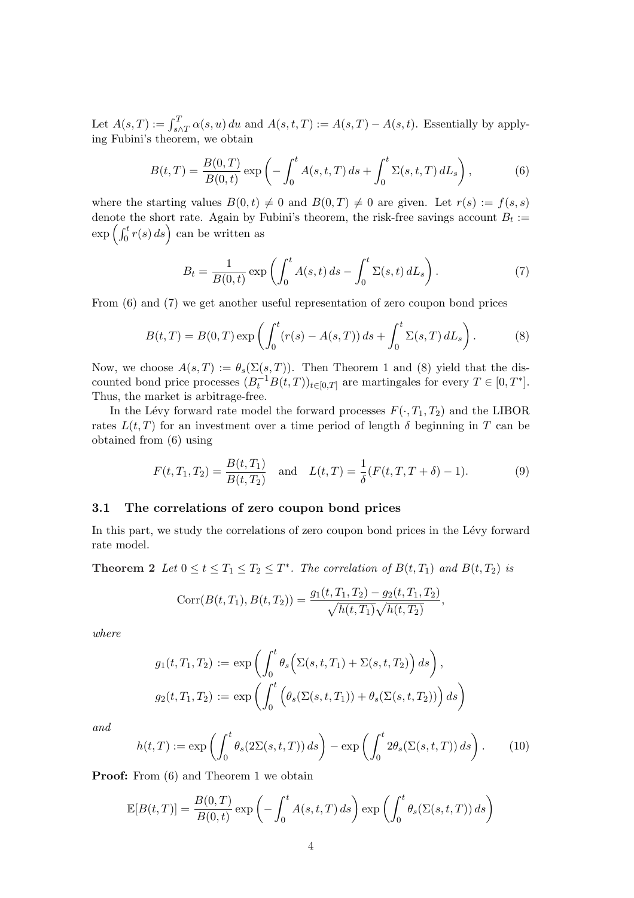Let $A(s,T) := \int_{s \wedge T}^{T} \alpha(s,u)\,du$ and $A(s,t,T) := A(s,T) - A(s,t)$. Essentially by applying Fubini's theorem, we obtain

$$B(t,T) = \frac{B(0,T)}{B(0,t)} \exp\left( -\int_0^t A(s,t,T)\,ds + \int_0^t \Sigma(s,t,T)\,dL_s \right), \tag{6}$$

where the starting values $B(0,t) \neq 0$ and $B(0,T) \neq 0$ are given. Let $r(s) := f(s,s)$ denote the short rate. Again by Fubini's theorem, the risk-free savings account $B_t := \exp\left(\int_0^t r(s)\,ds\right)$ can be written as

$$B_t = \frac{1}{B(0,t)} \exp\left( \int_0^t A(s,t)\,ds - \int_0^t \Sigma(s,t)\,dL_s \right). \tag{7}$$

From (6) and (7) we get another useful representation of zero coupon bond prices

$$B(t,T) = B(0,T) \exp\left( \int_0^t (r(s) - A(s,T))\,ds + \int_0^t \Sigma(s,T)\,dL_s \right). \tag{8}$$

Now, we choose $A(s,T) := \theta_s(\Sigma(s,T))$. Then Theorem 1 and (8) yield that the discounted bond price processes $(B_t^{-1}B(t,T))_{t\in[0,T]}$ are martingales for every $T \in [0,T^*]$. Thus, the market is arbitrage-free.

In the Lévy forward rate model the forward processes $F(\cdot,T_1,T_2)$ and the LIBOR rates $L(t,T)$ for an investment over a time period of length $\delta$ beginning in $T$ can be obtained from (6) using

$$F(t,T_1,T_2) = \frac{B(t,T_1)}{B(t,T_2)} \quad \text{and} \quad L(t,T) = \frac{1}{\delta}(F(t,T,T+\delta) - 1). \tag{9}$$

### 3.1 The correlations of zero coupon bond prices

In this part, we study the correlations of zero coupon bond prices in the Lévy forward rate model.

**Theorem 2** *Let $0 \leq t \leq T_1 \leq T_2 \leq T^*$. The correlation of $B(t,T_1)$ and $B(t,T_2)$ is*

$$\operatorname{Corr}(B(t,T_1), B(t,T_2)) = \frac{g_1(t,T_1,T_2) - g_2(t,T_1,T_2)}{\sqrt{h(t,T_1)}\sqrt{h(t,T_2)}},$$

*where*

$$g_1(t,T_1,T_2) := \exp\left( \int_0^t \theta_s\Big(\Sigma(s,t,T_1) + \Sigma(s,t,T_2)\Big)\,ds \right),$$

$$g_2(t,T_1,T_2) := \exp\left( \int_0^t \Big(\theta_s(\Sigma(s,t,T_1)) + \theta_s(\Sigma(s,t,T_2))\Big)\,ds \right)$$

*and*

$$h(t,T) := \exp\left( \int_0^t \theta_s(2\Sigma(s,t,T))\,ds \right) - \exp\left( \int_0^t 2\theta_s(\Sigma(s,t,T))\,ds \right). \tag{10}$$

**Proof:** From (6) and Theorem 1 we obtain

$$\mathbb{E}[B(t,T)] = \frac{B(0,T)}{B(0,t)} \exp\left( -\int_0^t A(s,t,T)\,ds \right) \exp\left( \int_0^t \theta_s(\Sigma(s,t,T))\,ds \right)$$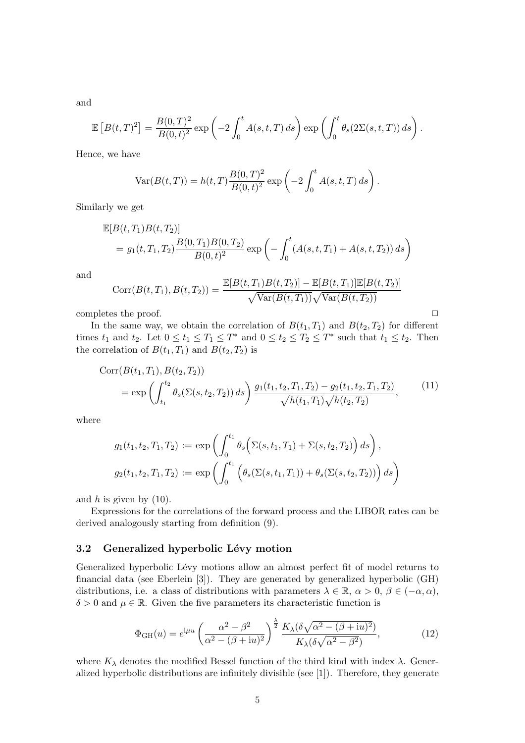and

$$\mathbb{E}\left[B(t,T)^2\right] = \frac{B(0,T)^2}{B(0,t)^2} \exp\left(-2\int_0^t A(s,t,T)\,ds\right) \exp\left(\int_0^t \theta_s(2\Sigma(s,t,T))\,ds\right).$$

Hence, we have

$$\mathrm{Var}(B(t,T)) = h(t,T)\frac{B(0,T)^2}{B(0,t)^2} \exp\left(-2\int_0^t A(s,t,T)\,ds\right).$$

Similarly we get

$$\begin{aligned}
&\mathbb{E}[B(t,T_1)B(t,T_2)] \\
&\quad = g_1(t,T_1,T_2)\frac{B(0,T_1)B(0,T_2)}{B(0,t)^2} \exp\left(-\int_0^t (A(s,t,T_1) + A(s,t,T_2))\,ds\right)
\end{aligned}$$

and

$$\mathrm{Corr}(B(t,T_1),B(t,T_2)) = \frac{\mathbb{E}[B(t,T_1)B(t,T_2)] - \mathbb{E}[B(t,T_1)]\mathbb{E}[B(t,T_2)]}{\sqrt{\mathrm{Var}(B(t,T_1))}\sqrt{\mathrm{Var}(B(t,T_2))}}$$

completes the proof. □

In the same way, we obtain the correlation of $B(t_1,T_1)$ and $B(t_2,T_2)$ for different times $t_1$ and $t_2$. Let $0 \le t_1 \le T_1 \le T^*$ and $0 \le t_2 \le T_2 \le T^*$ such that $t_1 \le t_2$. Then the correlation of $B(t_1,T_1)$ and $B(t_2,T_2)$ is

$$\begin{aligned}
&\mathrm{Corr}(B(t_1,T_1),B(t_2,T_2)) \\
&\quad = \exp\left(\int_{t_1}^{t_2} \theta_s(\Sigma(s,t_2,T_2))\,ds\right) \frac{g_1(t_1,t_2,T_1,T_2) - g_2(t_1,t_2,T_1,T_2)}{\sqrt{h(t_1,T_1)}\sqrt{h(t_2,T_2)}},
\end{aligned} \tag{11}$$

where

$$\begin{aligned}
g_1(t_1,t_2,T_1,T_2) &:= \exp\left(\int_0^{t_1} \theta_s\Big(\Sigma(s,t_1,T_1) + \Sigma(s,t_2,T_2)\Big)\,ds\right), \\
g_2(t_1,t_2,T_1,T_2) &:= \exp\left(\int_0^{t_1} \Big(\theta_s(\Sigma(s,t_1,T_1)) + \theta_s(\Sigma(s,t_2,T_2))\Big)\,ds\right)
\end{aligned}$$

and $h$ is given by (10).

Expressions for the correlations of the forward process and the LIBOR rates can be derived analogously starting from definition (9).

### 3.2 Generalized hyperbolic Lévy motion

Generalized hyperbolic Lévy motions allow an almost perfect fit of model returns to financial data (see Eberlein [3]). They are generated by generalized hyperbolic (GH) distributions, i.e. a class of distributions with parameters $\lambda \in \mathbb{R}$, $\alpha > 0$, $\beta \in (-\alpha,\alpha)$, $\delta > 0$ and $\mu \in \mathbb{R}$. Given the five parameters its characteristic function is

$$\Phi_{\mathrm{GH}}(u) = e^{\mathrm{i}\mu u}\left(\frac{\alpha^2-\beta^2}{\alpha^2-(\beta+\mathrm{i}u)^2}\right)^{\frac{\lambda}{2}} \frac{K_\lambda(\delta\sqrt{\alpha^2-(\beta+\mathrm{i}u)^2})}{K_\lambda(\delta\sqrt{\alpha^2-\beta^2})}, \tag{12}$$

where $K_\lambda$ denotes the modified Bessel function of the third kind with index $\lambda$. Generalized hyperbolic distributions are infinitely divisible (see [1]). Therefore, they generate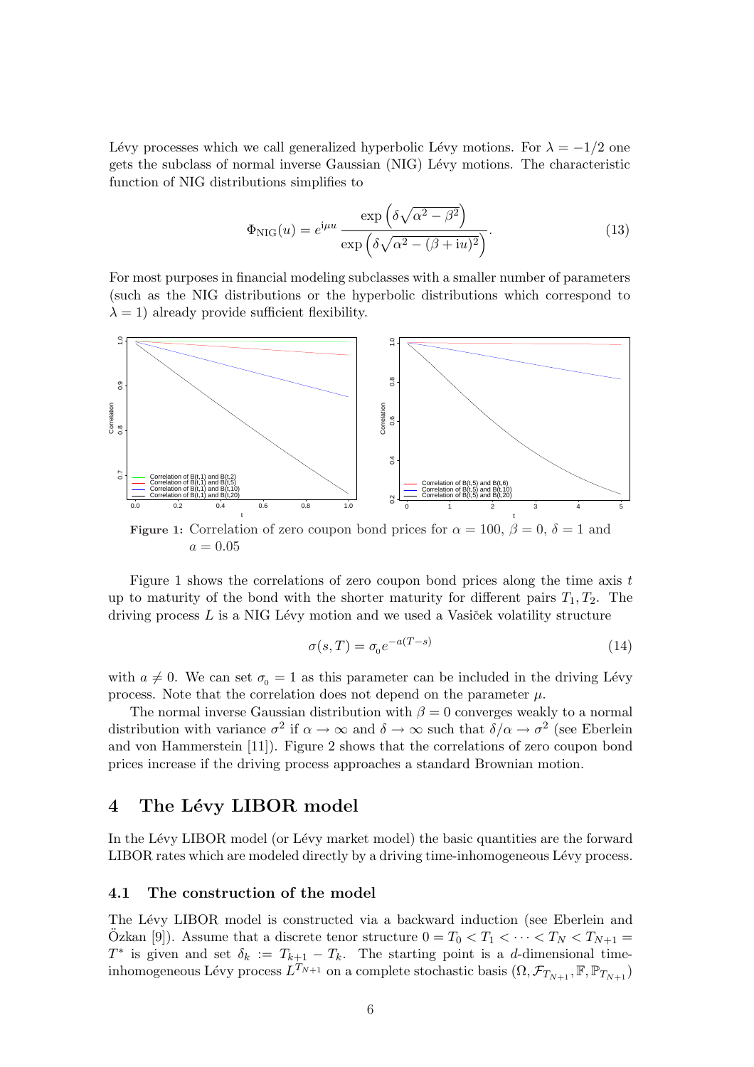Lévy processes which we call generalized hyperbolic Lévy motions. For $\lambda = -1/2$ one gets the subclass of normal inverse Gaussian (NIG) Lévy motions. The characteristic function of NIG distributions simplifies to

$$\Phi_{\text{NIG}}(u) = e^{\mathrm{i}\mu u} \frac{\exp\left(\delta\sqrt{\alpha^2 - \beta^2}\right)}{\exp\left(\delta\sqrt{\alpha^2 - (\beta + \mathrm{i}u)^2}\right)}. \tag{13}$$

For most purposes in financial modeling subclasses with a smaller number of parameters (such as the NIG distributions or the hyperbolic distributions which correspond to $\lambda = 1$) already provide sufficient flexibility.

**Figure 1:** Correlation of zero coupon bond prices for $\alpha = 100$, $\beta = 0$, $\delta = 1$ and $a = 0.05$

Figure 1 shows the correlations of zero coupon bond prices along the time axis $t$ up to maturity of the bond with the shorter maturity for different pairs $T_1, T_2$. The driving process $L$ is a NIG Lévy motion and we used a Vasiček volatility structure

$$\sigma(s, T) = \sigma_0 e^{-a(T-s)} \tag{14}$$

with $a \neq 0$. We can set $\sigma_0 = 1$ as this parameter can be included in the driving Lévy process. Note that the correlation does not depend on the parameter $\mu$.

The normal inverse Gaussian distribution with $\beta = 0$ converges weakly to a normal distribution with variance $\sigma^2$ if $\alpha \to \infty$ and $\delta \to \infty$ such that $\delta/\alpha \to \sigma^2$ (see Eberlein and von Hammerstein [11]). Figure 2 shows that the correlations of zero coupon bond prices increase if the driving process approaches a standard Brownian motion.

# 4 The Lévy LIBOR model

In the Lévy LIBOR model (or Lévy market model) the basic quantities are the forward LIBOR rates which are modeled directly by a driving time-inhomogeneous Lévy process.

## 4.1 The construction of the model

The Lévy LIBOR model is constructed via a backward induction (see Eberlein and Özkan [9]). Assume that a discrete tenor structure $0 = T_0 < T_1 < \cdots < T_N < T_{N+1} = T^*$ is given and set $\delta_k := T_{k+1} - T_k$. The starting point is a $d$-dimensional time-inhomogeneous Lévy process $L^{T_{N+1}}$ on a complete stochastic basis $(\Omega, \mathcal{F}_{T_{N+1}}, \mathbb{F}, \mathbb{P}_{T_{N+1}})$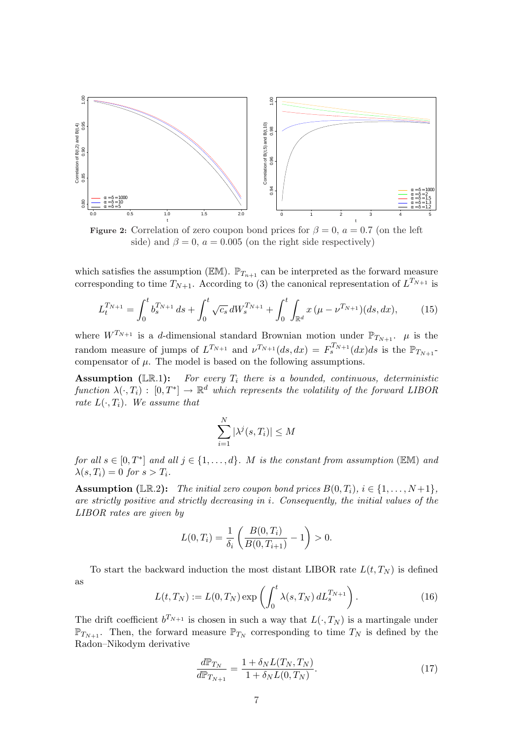**Figure 2:** Correlation of zero coupon bond prices for $\beta = 0$, $a = 0.7$ (on the left side) and $\beta = 0$, $a = 0.005$ (on the right side respectively)

which satisfies the assumption ($\mathbb{EM}$). $\mathbb{P}_{T_{n+1}}$ can be interpreted as the forward measure corresponding to time $T_{N+1}$. According to (3) the canonical representation of $L^{T_{N+1}}$ is

$$L_t^{T_{N+1}} = \int_0^t b_s^{T_{N+1}}\, ds + \int_0^t \sqrt{c_s}\, dW_s^{T_{N+1}} + \int_0^t \int_{\mathbb{R}^d} x\, (\mu - \nu^{T_{N+1}})(ds, dx), \tag{15}$$

where $W^{T_{N+1}}$ is a $d$-dimensional standard Brownian motion under $\mathbb{P}_{T_{N+1}}$. $\mu$ is the random measure of jumps of $L^{T_{N+1}}$ and $\nu^{T_{N+1}}(ds, dx) = F_s^{T_{N+1}}(dx)ds$ is the $\mathbb{P}_{T_{N+1}}$-compensator of $\mu$. The model is based on the following assumptions.

**Assumption ($\mathbb{LR}$.1):** *For every $T_i$ there is a bounded, continuous, deterministic function $\lambda(\cdot, T_i) : [0, T^*] \to \mathbb{R}^d$ which represents the volatility of the forward LIBOR rate $L(\cdot, T_i)$. We assume that*

$$\sum_{i=1}^{N} |\lambda^j(s, T_i)| \leq M$$

*for all $s \in [0, T^*]$ and all $j \in \{1, \ldots, d\}$. $M$ is the constant from assumption ($\mathbb{EM}$) and $\lambda(s, T_i) = 0$ for $s > T_i$.*

**Assumption ($\mathbb{LR}$.2):** *The initial zero coupon bond prices $B(0, T_i)$, $i \in \{1, \ldots, N+1\}$, are strictly positive and strictly decreasing in $i$. Consequently, the initial values of the LIBOR rates are given by*

$$L(0, T_i) = \frac{1}{\delta_i} \left( \frac{B(0, T_i)}{B(0, T_{i+1})} - 1 \right) > 0.$$

To start the backward induction the most distant LIBOR rate $L(t, T_N)$ is defined as

$$L(t, T_N) := L(0, T_N) \exp \left( \int_0^t \lambda(s, T_N)\, dL_s^{T_{N+1}} \right). \tag{16}$$

The drift coefficient $b^{T_{N+1}}$ is chosen in such a way that $L(\cdot, T_N)$ is a martingale under $\mathbb{P}_{T_{N+1}}$. Then, the forward measure $\mathbb{P}_{T_N}$ corresponding to time $T_N$ is defined by the Radon–Nikodym derivative

$$\frac{d\mathbb{P}_{T_N}}{d\mathbb{P}_{T_{N+1}}} = \frac{1 + \delta_N L(T_N, T_N)}{1 + \delta_N L(0, T_N)}. \tag{17}$$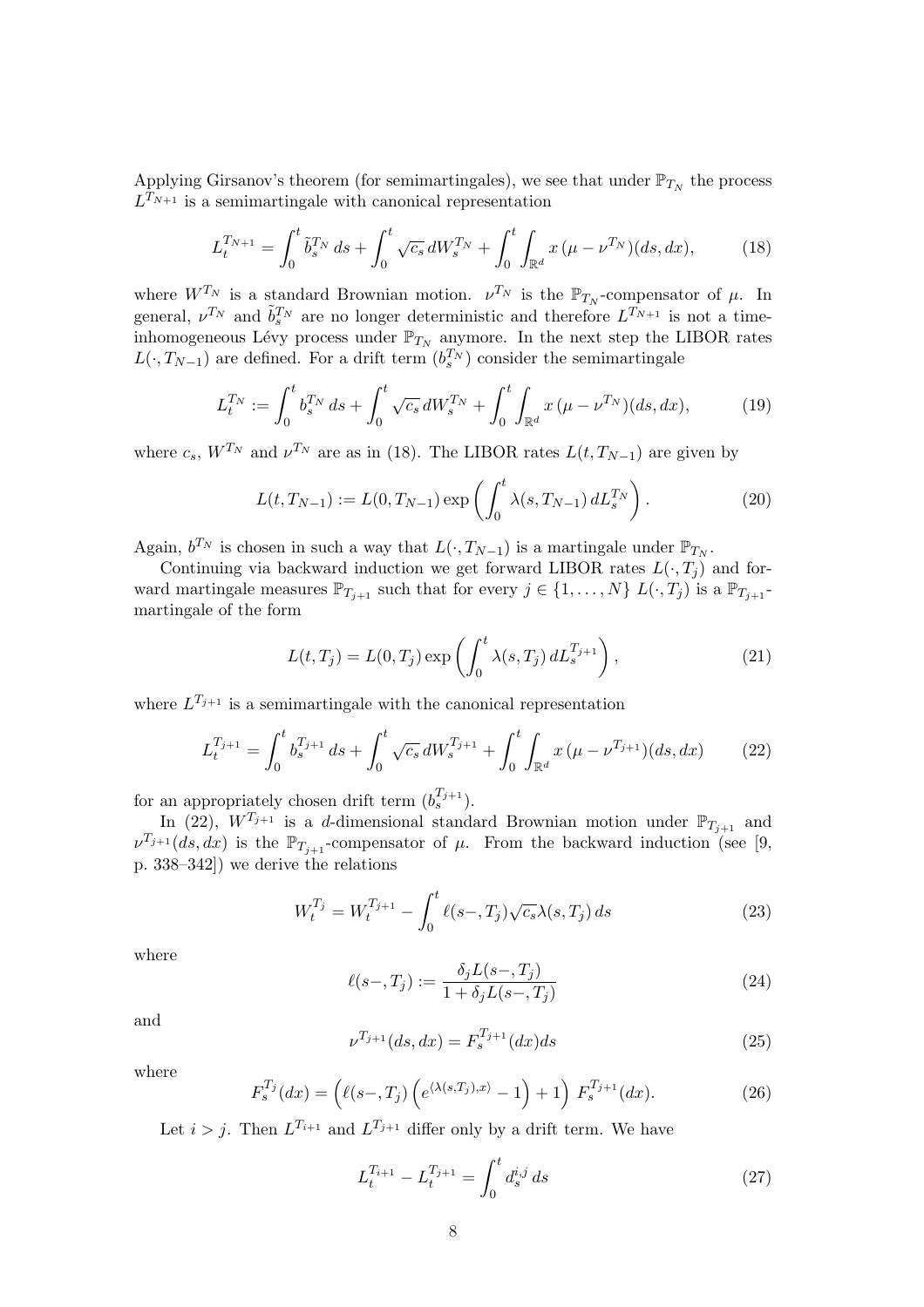Applying Girsanov's theorem (for semimartingales), we see that under $\mathbb{P}_{T_N}$ the process $L^{T_{N+1}}$ is a semimartingale with canonical representation

$$L_t^{T_{N+1}} = \int_0^t \tilde{b}_s^{T_N} \, ds + \int_0^t \sqrt{c_s} \, dW_s^{T_N} + \int_0^t \int_{\mathbb{R}^d} x \, (\mu - \nu^{T_N})(ds, dx), \tag{18}$$

where $W^{T_N}$ is a standard Brownian motion. $\nu^{T_N}$ is the $\mathbb{P}_{T_N}$-compensator of $\mu$. In general, $\nu^{T_N}$ and $\tilde{b}_s^{T_N}$ are no longer deterministic and therefore $L^{T_{N+1}}$ is not a time-inhomogeneous Lévy process under $\mathbb{P}_{T_N}$ anymore. In the next step the LIBOR rates $L(\cdot, T_{N-1})$ are defined. For a drift term $(b_s^{T_N})$ consider the semimartingale

$$L_t^{T_N} := \int_0^t b_s^{T_N} \, ds + \int_0^t \sqrt{c_s} \, dW_s^{T_N} + \int_0^t \int_{\mathbb{R}^d} x \, (\mu - \nu^{T_N})(ds, dx), \tag{19}$$

where $c_s$, $W^{T_N}$ and $\nu^{T_N}$ are as in (18). The LIBOR rates $L(t, T_{N-1})$ are given by

$$L(t, T_{N-1}) := L(0, T_{N-1}) \exp\left( \int_0^t \lambda(s, T_{N-1}) \, dL_s^{T_N} \right). \tag{20}$$

Again, $b^{T_N}$ is chosen in such a way that $L(\cdot, T_{N-1})$ is a martingale under $\mathbb{P}_{T_N}$.

Continuing via backward induction we get forward LIBOR rates $L(\cdot, T_j)$ and forward martingale measures $\mathbb{P}_{T_{j+1}}$ such that for every $j \in \{1, \ldots, N\}$ $L(\cdot, T_j)$ is a $\mathbb{P}_{T_{j+1}}$-martingale of the form

$$L(t, T_j) = L(0, T_j) \exp\left( \int_0^t \lambda(s, T_j) \, dL_s^{T_{j+1}} \right), \tag{21}$$

where $L^{T_{j+1}}$ is a semimartingale with the canonical representation

$$L_t^{T_{j+1}} = \int_0^t b_s^{T_{j+1}} \, ds + \int_0^t \sqrt{c_s} \, dW_s^{T_{j+1}} + \int_0^t \int_{\mathbb{R}^d} x \, (\mu - \nu^{T_{j+1}})(ds, dx) \tag{22}$$

for an appropriately chosen drift term $(b_s^{T_{j+1}})$.

In (22), $W^{T_{j+1}}$ is a $d$-dimensional standard Brownian motion under $\mathbb{P}_{T_{j+1}}$ and $\nu^{T_{j+1}}(ds, dx)$ is the $\mathbb{P}_{T_{j+1}}$-compensator of $\mu$. From the backward induction (see [9, p. 338–342]) we derive the relations

$$W_t^{T_j} = W_t^{T_{j+1}} - \int_0^t \ell(s-, T_j) \sqrt{c_s} \lambda(s, T_j) \, ds \tag{23}$$

where

$$\ell(s-, T_j) := \frac{\delta_j L(s-, T_j)}{1 + \delta_j L(s-, T_j)} \tag{24}$$

and

$$\nu^{T_{j+1}}(ds, dx) = F_s^{T_{j+1}}(dx) ds \tag{25}$$

where

$$F_s^{T_j}(dx) = \left( \ell(s-, T_j) \left( e^{\langle \lambda(s, T_j), x \rangle} - 1 \right) + 1 \right) F_s^{T_{j+1}}(dx). \tag{26}$$

Let $i > j$. Then $L^{T_{i+1}}$ and $L^{T_{j+1}}$ differ only by a drift term. We have

$$L_t^{T_{i+1}} - L_t^{T_{j+1}} = \int_0^t d_s^{i,j} \, ds \tag{27}$$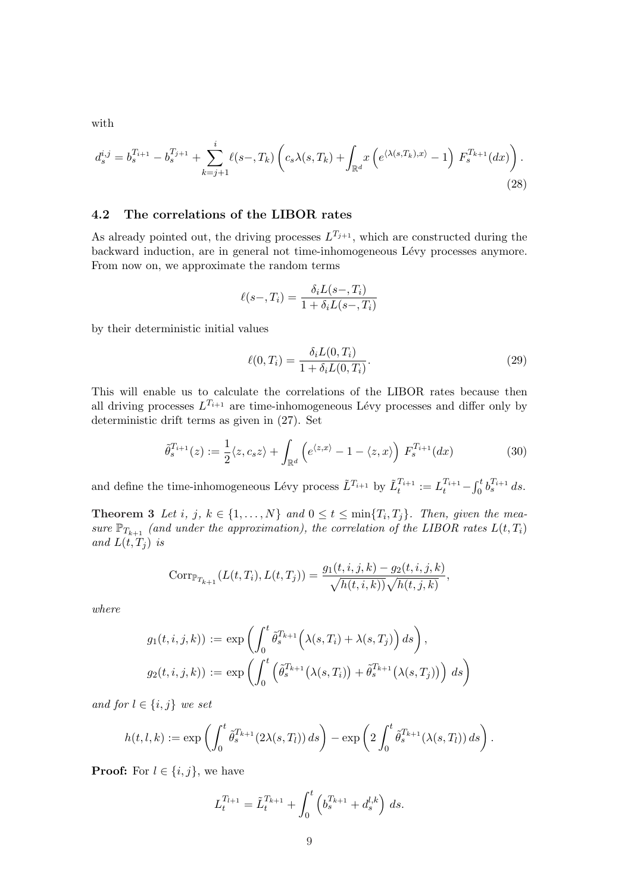with

$$
d_s^{i,j} = b_s^{T_{i+1}} - b_s^{T_{j+1}} + \sum_{k=j+1}^{i} \ell(s-, T_k) \left( c_s \lambda(s, T_k) + \int_{\mathbb{R}^d} x \left( e^{\langle \lambda(s,T_k), x \rangle} - 1 \right) F_s^{T_{k+1}}(dx) \right). \tag{28}
$$

### 4.2 The correlations of the LIBOR rates

As already pointed out, the driving processes $L^{T_{j+1}}$, which are constructed during the backward induction, are in general not time-inhomogeneous Lévy processes anymore. From now on, we approximate the random terms

$$
\ell(s-, T_i) = \frac{\delta_i L(s-, T_i)}{1 + \delta_i L(s-, T_i)}
$$

by their deterministic initial values

$$
\ell(0, T_i) = \frac{\delta_i L(0, T_i)}{1 + \delta_i L(0, T_i)}. \tag{29}
$$

This will enable us to calculate the correlations of the LIBOR rates because then all driving processes $L^{T_{i+1}}$ are time-inhomogeneous Lévy processes and differ only by deterministic drift terms as given in (27). Set

$$
\tilde{\theta}_s^{T_{i+1}}(z) := \frac{1}{2} \langle z, c_s z \rangle + \int_{\mathbb{R}^d} \left( e^{\langle z, x \rangle} - 1 - \langle z, x \rangle \right) F_s^{T_{i+1}}(dx) \tag{30}
$$

and define the time-inhomogeneous Lévy process $\tilde{L}^{T_{i+1}}$ by $\tilde{L}_t^{T_{i+1}} := L_t^{T_{i+1}} - \int_0^t b_s^{T_{i+1}} \, ds$.

**Theorem 3** *Let $i$, $j$, $k \in \{1, \ldots, N\}$ and $0 \leq t \leq \min\{T_i, T_j\}$. Then, given the measure $\mathbb{P}_{T_{k+1}}$ (and under the approximation), the correlation of the LIBOR rates $L(t, T_i)$ and $L(t, T_j)$ is*

$$
\operatorname{Corr}_{\mathbb{P}_{T_{k+1}}}(L(t, T_i), L(t, T_j)) = \frac{g_1(t, i, j, k) - g_2(t, i, j, k)}{\sqrt{h(t, i, k))} \sqrt{h(t, j, k)}},
$$

*where*

$$
g_1(t, i, j, k)) := \exp\left( \int_0^t \tilde{\theta}_s^{T_{k+1}} \Big( \lambda(s, T_i) + \lambda(s, T_j) \Big) \, ds \right),
$$

$$
g_2(t, i, j, k)) := \exp\left( \int_0^t \left( \tilde{\theta}_s^{T_{k+1}} \big( \lambda(s, T_i) \big) + \tilde{\theta}_s^{T_{k+1}} \big( \lambda(s, T_j) \big) \right) \, ds \right)
$$

*and for $l \in \{i, j\}$ we set*

$$
h(t, l, k) := \exp\left( \int_0^t \tilde{\theta}_s^{T_{k+1}} (2 \lambda(s, T_l)) \, ds \right) - \exp\left( 2 \int_0^t \tilde{\theta}_s^{T_{k+1}} (\lambda(s, T_l)) \, ds \right).
$$

**Proof:** For $l \in \{i, j\}$, we have

$$
L_t^{T_{l+1}} = \tilde{L}_t^{T_{k+1}} + \int_0^t \left( b_s^{T_{k+1}} + d_s^{l,k} \right) \, ds.
$$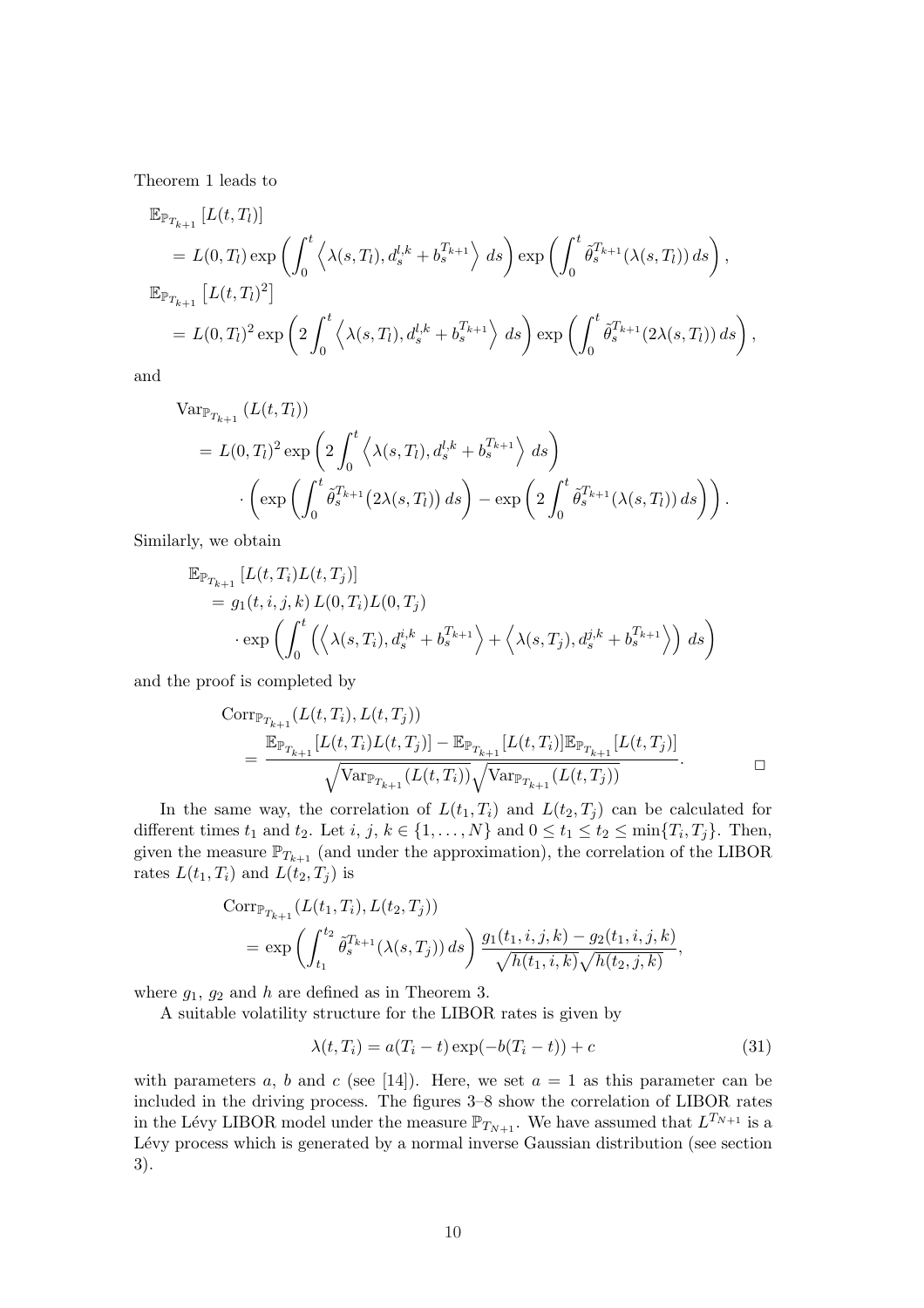Theorem 1 leads to

$$
\begin{aligned}
&\mathbb{E}_{\mathbb{P}_{T_{k+1}}}\left[L(t,T_l)\right] \\
&= L(0,T_l)\exp\left(\int_0^t \left\langle \lambda(s,T_l), d_s^{l,k} + b_s^{T_{k+1}}\right\rangle\, ds\right)\exp\left(\int_0^t \tilde{\theta}_s^{T_{k+1}}(\lambda(s,T_l))\, ds\right), \\
&\mathbb{E}_{\mathbb{P}_{T_{k+1}}}\left[L(t,T_l)^2\right] \\
&= L(0,T_l)^2\exp\left(2\int_0^t \left\langle \lambda(s,T_l), d_s^{l,k} + b_s^{T_{k+1}}\right\rangle\, ds\right)\exp\left(\int_0^t \tilde{\theta}_s^{T_{k+1}}(2\lambda(s,T_l))\, ds\right),
\end{aligned}
$$

and

$$
\begin{aligned}
&\mathrm{Var}_{\mathbb{P}_{T_{k+1}}}\left(L(t,T_l)\right) \\
&= L(0,T_l)^2\exp\left(2\int_0^t \left\langle \lambda(s,T_l), d_s^{l,k} + b_s^{T_{k+1}}\right\rangle\, ds\right) \\
&\quad\cdot\left(\exp\left(\int_0^t \tilde{\theta}_s^{T_{k+1}}\big(2\lambda(s,T_l)\big)\, ds\right) - \exp\left(2\int_0^t \tilde{\theta}_s^{T_{k+1}}(\lambda(s,T_l))\, ds\right)\right).
\end{aligned}
$$

Similarly, we obtain

$$
\begin{aligned}
&\mathbb{E}_{\mathbb{P}_{T_{k+1}}}\left[L(t,T_i)L(t,T_j)\right] \\
&= g_1(t,i,j,k)\, L(0,T_i)L(0,T_j) \\
&\quad\cdot\exp\left(\int_0^t \left(\left\langle \lambda(s,T_i), d_s^{i,k} + b_s^{T_{k+1}}\right\rangle + \left\langle \lambda(s,T_j), d_s^{j,k} + b_s^{T_{k+1}}\right\rangle\right) ds\right)
\end{aligned}
$$

and the proof is completed by

$$
\begin{aligned}
&\mathrm{Corr}_{\mathbb{P}_{T_{k+1}}}(L(t,T_i),L(t,T_j)) \\
&= \frac{\mathbb{E}_{\mathbb{P}_{T_{k+1}}}[L(t,T_i)L(t,T_j)] - \mathbb{E}_{\mathbb{P}_{T_{k+1}}}[L(t,T_i)]\mathbb{E}_{\mathbb{P}_{T_{k+1}}}[L(t,T_j)]}{\sqrt{\mathrm{Var}_{\mathbb{P}_{T_{k+1}}}(L(t,T_i))}\sqrt{\mathrm{Var}_{\mathbb{P}_{T_{k+1}}}(L(t,T_j))}}. \qquad \square
\end{aligned}
$$

In the same way, the correlation of $L(t_1,T_i)$ and $L(t_2,T_j)$ can be calculated for different times $t_1$ and $t_2$. Let $i,\, j,\, k \in \{1,\ldots,N\}$ and $0 \leq t_1 \leq t_2 \leq \min\{T_i,T_j\}$. Then, given the measure $\mathbb{P}_{T_{k+1}}$ (and under the approximation), the correlation of the LIBOR rates $L(t_1,T_i)$ and $L(t_2,T_j)$ is

$$
\begin{aligned}
&\mathrm{Corr}_{\mathbb{P}_{T_{k+1}}}(L(t_1,T_i),L(t_2,T_j)) \\
&= \exp\left(\int_{t_1}^{t_2} \tilde{\theta}_s^{T_{k+1}}(\lambda(s,T_j))\, ds\right)\frac{g_1(t_1,i,j,k) - g_2(t_1,i,j,k)}{\sqrt{h(t_1,i,k)}\sqrt{h(t_2,j,k)}},
\end{aligned}
$$

where $g_1$, $g_2$ and $h$ are defined as in Theorem 3.

A suitable volatility structure for the LIBOR rates is given by

$$
\lambda(t,T_i) = a(T_i - t)\exp(-b(T_i - t)) + c \tag{31}
$$

with parameters $a$, $b$ and $c$ (see [14]). Here, we set $a = 1$ as this parameter can be included in the driving process. The figures 3–8 show the correlation of LIBOR rates in the Lévy LIBOR model under the measure $\mathbb{P}_{T_{N+1}}$. We have assumed that $L^{T_{N+1}}$ is a Lévy process which is generated by a normal inverse Gaussian distribution (see section 3).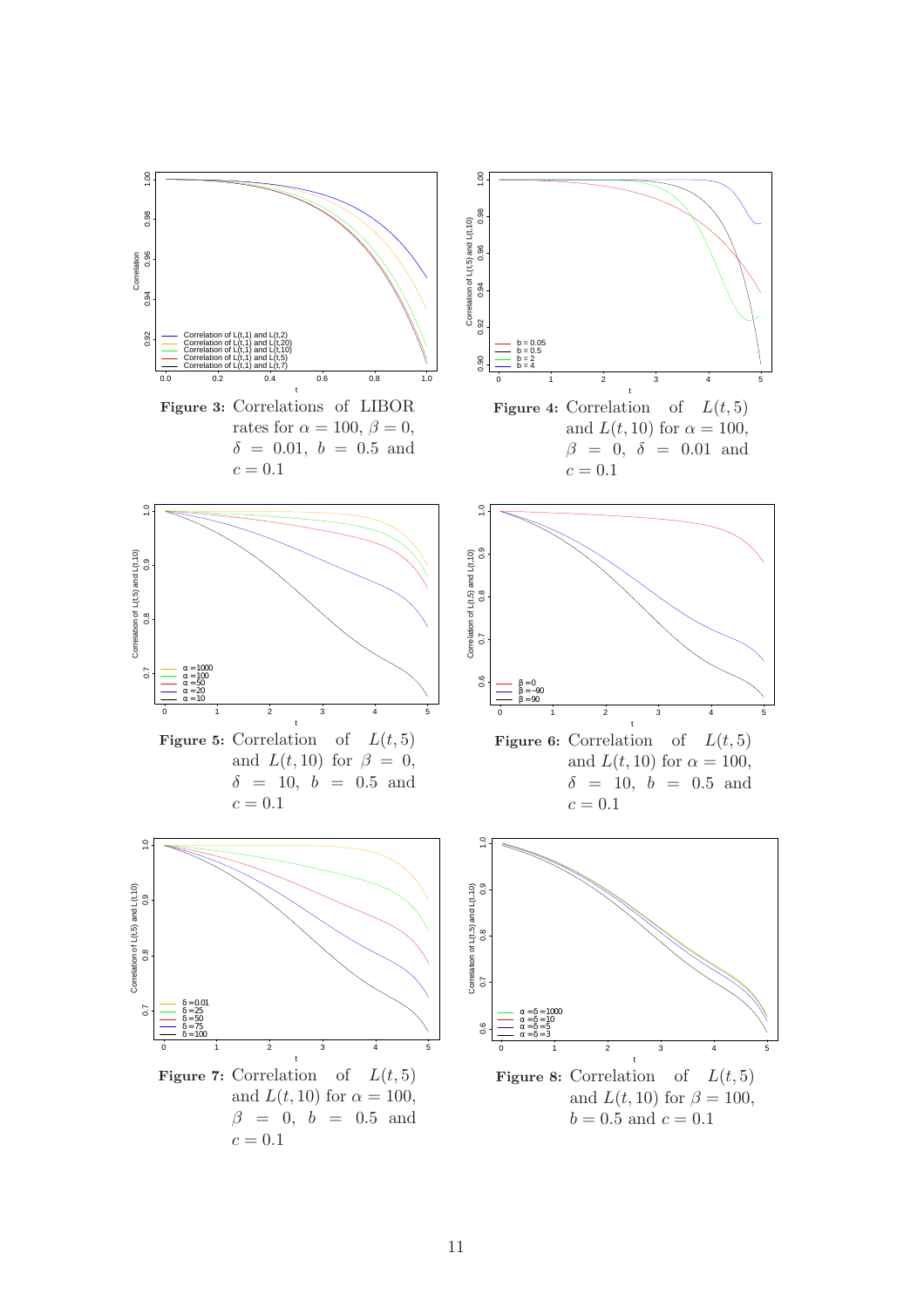**Figure 3:** Correlations of LIBOR rates for $\alpha = 100$, $\beta = 0$, $\delta = 0.01$, $b = 0.5$ and $c = 0.1$

**Figure 4:** Correlation of $L(t, 5)$ and $L(t, 10)$ for $\alpha = 100$, $\beta = 0$, $\delta = 0.01$ and $c = 0.1$

**Figure 5:** Correlation of $L(t, 5)$ and $L(t, 10)$ for $\beta = 0$, $\delta = 10$, $b = 0.5$ and $c = 0.1$

**Figure 6:** Correlation of $L(t, 5)$ and $L(t, 10)$ for $\alpha = 100$, $\delta = 10$, $b = 0.5$ and $c = 0.1$

**Figure 7:** Correlation of $L(t, 5)$ and $L(t, 10)$ for $\alpha = 100$, $\beta = 0$, $b = 0.5$ and $c = 0.1$

**Figure 8:** Correlation of $L(t, 5)$ and $L(t, 10)$ for $\beta = 100$, $b = 0.5$ and $c = 0.1$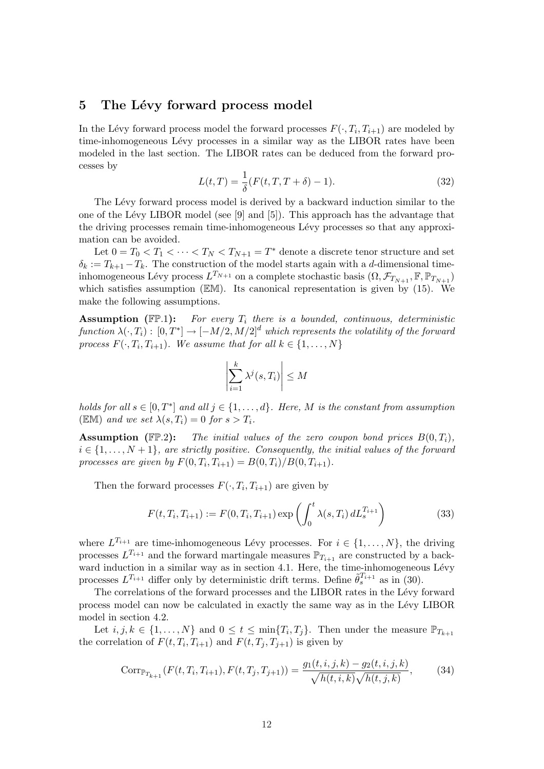## 5 The Lévy forward process model

In the Lévy forward process model the forward processes $F(\cdot, T_i, T_{i+1})$ are modeled by time-inhomogeneous Lévy processes in a similar way as the LIBOR rates have been modeled in the last section. The LIBOR rates can be deduced from the forward processes by

$$L(t,T) = \frac{1}{\delta}(F(t,T,T+\delta) - 1). \tag{32}$$

The Lévy forward process model is derived by a backward induction similar to the one of the Lévy LIBOR model (see [9] and [5]). This approach has the advantage that the driving processes remain time-inhomogeneous Lévy processes so that any approximation can be avoided.

Let $0 = T_0 < T_1 < \cdots < T_N < T_{N+1} = T^*$ denote a discrete tenor structure and set $\delta_k := T_{k+1} - T_k$. The construction of the model starts again with a $d$-dimensional time-inhomogeneous Lévy process $L^{T_{N+1}}$ on a complete stochastic basis $(\Omega, \mathcal{F}_{T_{N+1}}, \mathbb{F}, \mathbb{P}_{T_{N+1}})$ which satisfies assumption $(\mathbb{EM})$. Its canonical representation is given by (15). We make the following assumptions.

**Assumption $(\mathbb{FP}.1)$:** *For every $T_i$ there is a bounded, continuous, deterministic function $\lambda(\cdot, T_i) : [0, T^*] \to [-M/2, M/2]^d$ which represents the volatility of the forward process $F(\cdot, T_i, T_{i+1})$. We assume that for all $k \in \{1, \ldots, N\}$*

$$\left| \sum_{i=1}^{k} \lambda^j(s, T_i) \right| \leq M$$

*holds for all $s \in [0, T^*]$ and all $j \in \{1, \ldots, d\}$. Here, $M$ is the constant from assumption $(\mathbb{EM})$ and we set $\lambda(s, T_i) = 0$ for $s > T_i$.*

**Assumption $(\mathbb{FP}.2)$:** *The initial values of the zero coupon bond prices $B(0, T_i)$, $i \in \{1, \ldots, N+1\}$, are strictly positive. Consequently, the initial values of the forward processes are given by $F(0, T_i, T_{i+1}) = B(0, T_i)/B(0, T_{i+1})$.*

Then the forward processes $F(\cdot, T_i, T_{i+1})$ are given by

$$F(t, T_i, T_{i+1}) := F(0, T_i, T_{i+1}) \exp\left( \int_0^t \lambda(s, T_i) \, dL_s^{T_{i+1}} \right) \tag{33}$$

where $L^{T_{i+1}}$ are time-inhomogeneous Lévy processes. For $i \in \{1, \ldots, N\}$, the driving processes $L^{T_{i+1}}$ and the forward martingale measures $\mathbb{P}_{T_{i+1}}$ are constructed by a backward induction in a similar way as in section 4.1. Here, the time-inhomogeneous Lévy processes $L^{T_{i+1}}$ differ only by deterministic drift terms. Define $\tilde{\theta}_s^{T_{i+1}}$ as in (30).

The correlations of the forward processes and the LIBOR rates in the Lévy forward process model can now be calculated in exactly the same way as in the Lévy LIBOR model in section 4.2.

Let $i, j, k \in \{1, \ldots, N\}$ and $0 \leq t \leq \min\{T_i, T_j\}$. Then under the measure $\mathbb{P}_{T_{k+1}}$ the correlation of $F(t, T_i, T_{i+1})$ and $F(t, T_j, T_{j+1})$ is given by

$$\mathrm{Corr}_{\mathbb{P}_{T_{k+1}}}(F(t, T_i, T_{i+1}), F(t, T_j, T_{j+1})) = \frac{g_1(t, i, j, k) - g_2(t, i, j, k)}{\sqrt{h(t, i, k)}\sqrt{h(t, j, k)}}, \tag{34}$$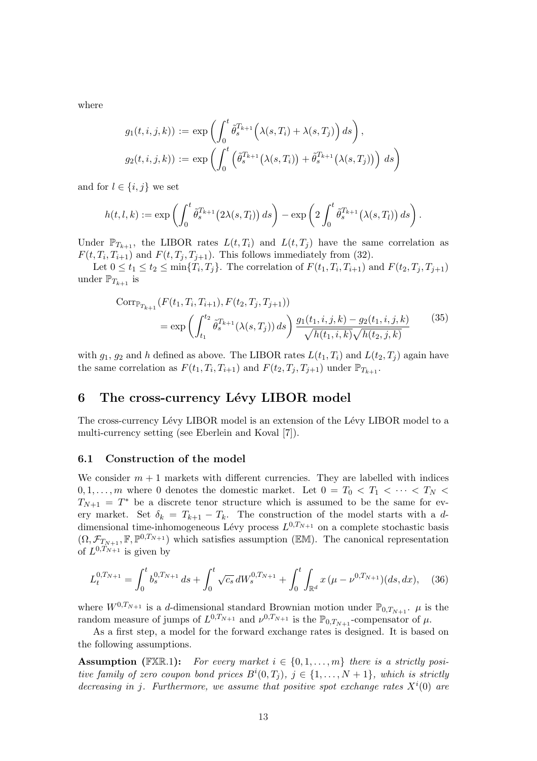where

$$
g_1(t,i,j,k)) := \exp\left(\int_0^t \tilde{\theta}_s^{T_{k+1}}\Big(\lambda(s,T_i) + \lambda(s,T_j)\Big)\,ds\right),
$$

$$
g_2(t,i,j,k)) := \exp\left(\int_0^t \Big(\tilde{\theta}_s^{T_{k+1}}\big(\lambda(s,T_i)\big) + \tilde{\theta}_s^{T_{k+1}}\big(\lambda(s,T_j)\big)\Big)\,ds\right)
$$

and for $l \in \{i,j\}$ we set

$$
h(t,l,k) := \exp\left(\int_0^t \tilde{\theta}_s^{T_{k+1}}\big(2\lambda(s,T_l)\big)\,ds\right) - \exp\left(2\int_0^t \tilde{\theta}_s^{T_{k+1}}\big(\lambda(s,T_l)\big)\,ds\right).
$$

Under $\mathbb{P}_{T_{k+1}}$, the LIBOR rates $L(t,T_i)$ and $L(t,T_j)$ have the same correlation as $F(t,T_i,T_{i+1})$ and $F(t,T_j,T_{j+1})$. This follows immediately from (32).

Let $0 \le t_1 \le t_2 \le \min\{T_i, T_j\}$. The correlation of $F(t_1,T_i,T_{i+1})$ and $F(t_2,T_j,T_{j+1})$ under $\mathbb{P}_{T_{k+1}}$ is

$$
\begin{aligned}
\mathrm{Corr}_{\mathbb{P}_{T_{k+1}}}&(F(t_1,T_i,T_{i+1}), F(t_2,T_j,T_{j+1})) \\
&= \exp\left(\int_{t_1}^{t_2} \tilde{\theta}_s^{T_{k+1}}(\lambda(s,T_j))\,ds\right)\frac{g_1(t_1,i,j,k) - g_2(t_1,i,j,k)}{\sqrt{h(t_1,i,k)}\sqrt{h(t_2,j,k)}}
\end{aligned} \tag{35}
$$

with $g_1$, $g_2$ and $h$ defined as above. The LIBOR rates $L(t_1,T_i)$ and $L(t_2,T_j)$ again have the same correlation as $F(t_1,T_i,T_{i+1})$ and $F(t_2,T_j,T_{j+1})$ under $\mathbb{P}_{T_{k+1}}$.

# 6 The cross-currency Lévy LIBOR model

The cross-currency Lévy LIBOR model is an extension of the Lévy LIBOR model to a multi-currency setting (see Eberlein and Koval [7]).

## 6.1 Construction of the model

We consider $m+1$ markets with different currencies. They are labelled with indices $0,1,\ldots,m$ where 0 denotes the domestic market. Let $0 = T_0 < T_1 < \cdots < T_N < T_{N+1} = T^*$ be a discrete tenor structure which is assumed to be the same for every market. Set $\delta_k = T_{k+1} - T_k$. The construction of the model starts with a $d$-dimensional time-inhomogeneous Lévy process $L^{0,T_{N+1}}$ on a complete stochastic basis $(\Omega, \mathcal{F}_{T_{N+1}}, \mathbb{F}, \mathbb{P}^{0,T_{N+1}})$ which satisfies assumption ($\mathbb{EM}$). The canonical representation of $L^{0,T_{N+1}}$ is given by

$$
L_t^{0,T_{N+1}} = \int_0^t b_s^{0,T_{N+1}}\,ds + \int_0^t \sqrt{c_s}\,dW_s^{0,T_{N+1}} + \int_0^t\int_{\mathbb{R}^d} x\,(\mu - \nu^{0,T_{N+1}})(ds,dx), \tag{36}
$$

where $W^{0,T_{N+1}}$ is a $d$-dimensional standard Brownian motion under $\mathbb{P}_{0,T_{N+1}}$. $\mu$ is the random measure of jumps of $L^{0,T_{N+1}}$ and $\nu^{0,T_{N+1}}$ is the $\mathbb{P}_{0,T_{N+1}}$-compensator of $\mu$.

As a first step, a model for the forward exchange rates is designed. It is based on the following assumptions.

**Assumption ($\mathbb{FXR}$.1):** *For every market $i \in \{0,1,\ldots,m\}$ there is a strictly positive family of zero coupon bond prices $B^i(0,T_j)$, $j \in \{1,\ldots,N+1\}$, which is strictly decreasing in $j$. Furthermore, we assume that positive spot exchange rates $X^i(0)$ are*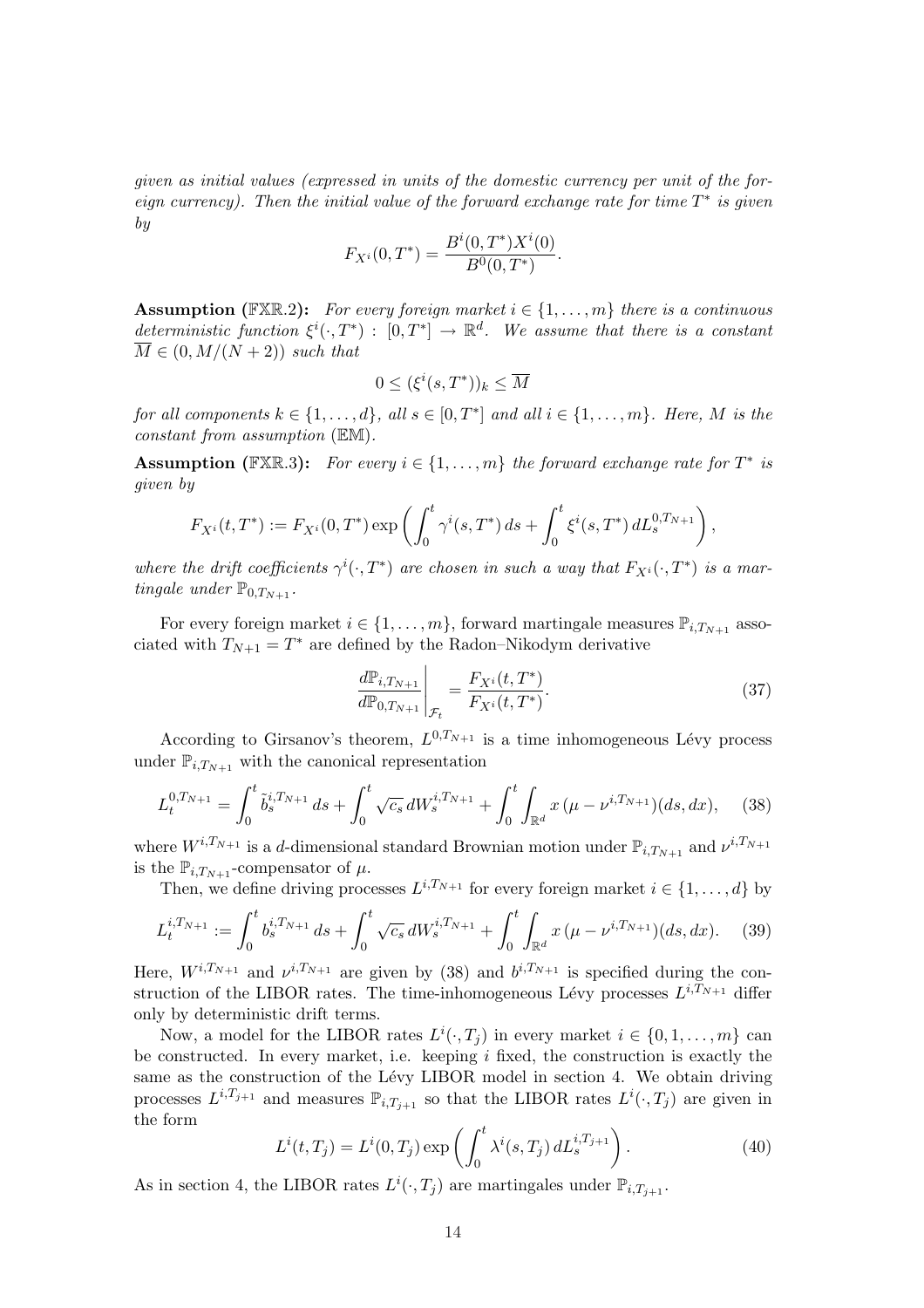*given as initial values (expressed in units of the domestic currency per unit of the foreign currency). Then the initial value of the forward exchange rate for time $T^*$ is given by*

$$F_{X^i}(0, T^*) = \frac{B^i(0, T^*) X^i(0)}{B^0(0, T^*)}.$$

**Assumption ($\mathbb{FXR}.2$):** *For every foreign market $i \in \{1, \dots, m\}$ there is a continuous deterministic function $\xi^i(\cdot, T^*) : [0, T^*] \to \mathbb{R}^d$. We assume that there is a constant $\overline{M} \in (0, M/(N+2))$ such that*

$$0 \le (\xi^i(s, T^*))_k \le \overline{M}$$

*for all components $k \in \{1, \dots, d\}$, all $s \in [0, T^*]$ and all $i \in \{1, \dots, m\}$. Here, $M$ is the constant from assumption ($\mathbb{EM}$).*

**Assumption ($\mathbb{FXR}.3$):** *For every $i \in \{1, \dots, m\}$ the forward exchange rate for $T^*$ is given by*

$$F_{X^i}(t, T^*) := F_{X^i}(0, T^*) \exp\left( \int_0^t \gamma^i(s, T^*)\, ds + \int_0^t \xi^i(s, T^*)\, dL_s^{0, T_{N+1}} \right),$$

*where the drift coefficients $\gamma^i(\cdot, T^*)$ are chosen in such a way that $F_{X^i}(\cdot, T^*)$ is a martingale under $\mathbb{P}_{0, T_{N+1}}$.*

For every foreign market $i \in \{1, \dots, m\}$, forward martingale measures $\mathbb{P}_{i, T_{N+1}}$ associated with $T_{N+1} = T^*$ are defined by the Radon–Nikodym derivative

$$\left. \frac{d\mathbb{P}_{i, T_{N+1}}}{d\mathbb{P}_{0, T_{N+1}}} \right|_{\mathcal{F}_t} = \frac{F_{X^i}(t, T^*)}{F_{X^i}(t, T^*)}. \tag{37}$$

According to Girsanov's theorem, $L^{0, T_{N+1}}$ is a time inhomogeneous Lévy process under $\mathbb{P}_{i, T_{N+1}}$ with the canonical representation

$$L_t^{0, T_{N+1}} = \int_0^t \tilde{b}_s^{i, T_{N+1}}\, ds + \int_0^t \sqrt{c_s}\, dW_s^{i, T_{N+1}} + \int_0^t \int_{\mathbb{R}^d} x\, (\mu - \nu^{i, T_{N+1}})(ds, dx), \tag{38}$$

where $W^{i, T_{N+1}}$ is a $d$-dimensional standard Brownian motion under $\mathbb{P}_{i, T_{N+1}}$ and $\nu^{i, T_{N+1}}$ is the $\mathbb{P}_{i, T_{N+1}}$-compensator of $\mu$.

Then, we define driving processes $L^{i, T_{N+1}}$ for every foreign market $i \in \{1, \dots, d\}$ by

$$L_t^{i, T_{N+1}} := \int_0^t b_s^{i, T_{N+1}}\, ds + \int_0^t \sqrt{c_s}\, dW_s^{i, T_{N+1}} + \int_0^t \int_{\mathbb{R}^d} x\, (\mu - \nu^{i, T_{N+1}})(ds, dx). \tag{39}$$

Here, $W^{i, T_{N+1}}$ and $\nu^{i, T_{N+1}}$ are given by (38) and $b^{i, T_{N+1}}$ is specified during the construction of the LIBOR rates. The time-inhomogeneous Lévy processes $L^{i, T_{N+1}}$ differ only by deterministic drift terms.

Now, a model for the LIBOR rates $L^i(\cdot, T_j)$ in every market $i \in \{0, 1, \dots, m\}$ can be constructed. In every market, i.e. keeping $i$ fixed, the construction is exactly the same as the construction of the Lévy LIBOR model in section 4. We obtain driving processes $L^{i, T_{j+1}}$ and measures $\mathbb{P}_{i, T_{j+1}}$ so that the LIBOR rates $L^i(\cdot, T_j)$ are given in the form

$$L^i(t, T_j) = L^i(0, T_j) \exp\left( \int_0^t \lambda^i(s, T_j)\, dL_s^{i, T_{j+1}} \right). \tag{40}$$

As in section 4, the LIBOR rates $L^i(\cdot, T_j)$ are martingales under $\mathbb{P}_{i, T_{j+1}}$.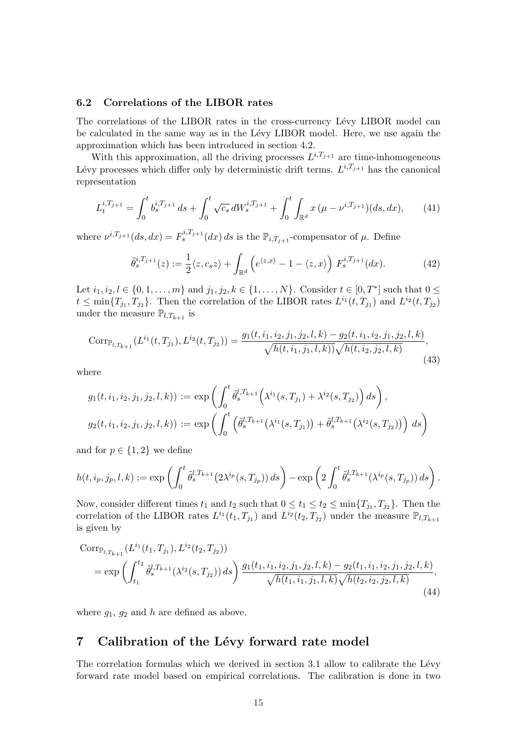### 6.2 Correlations of the LIBOR rates

The correlations of the LIBOR rates in the cross-currency Lévy LIBOR model can be calculated in the same way as in the Lévy LIBOR model. Here, we use again the approximation which has been introduced in section 4.2.

With this approximation, all the driving processes $L^{i,T_{j+1}}$ are time-inhomogeneous Lévy processes which differ only by deterministic drift terms. $L^{i,T_{j+1}}$ has the canonical representation

$$L_t^{i,T_{j+1}} = \int_0^t b_s^{i,T_{j+1}}\, ds + \int_0^t \sqrt{c_s}\, dW_s^{i,T_{j+1}} + \int_0^t \int_{\mathbb{R}^d} x\, (\mu - \nu^{i,T_{j+1}})(ds, dx), \tag{41}$$

where $\nu^{i,T_{j+1}}(ds, dx) = F_s^{i,T_{j+1}}(dx)\, ds$ is the $\mathbb{P}_{i,T_{j+1}}$-compensator of $\mu$. Define

$$\tilde{\theta}_s^{i,T_{j+1}}(z) := \frac{1}{2}\langle z, c_s z\rangle + \int_{\mathbb{R}^d} \left(e^{\langle z,x\rangle} - 1 - \langle z, x\rangle\right) F_s^{i,T_{j+1}}(dx). \tag{42}$$

Let $i_1, i_2, l \in \{0, 1, \ldots, m\}$ and $j_1, j_2, k \in \{1, \ldots, N\}$. Consider $t \in [0, T^*]$ such that $0 \leq t \leq \min\{T_{j_1}, T_{j_2}\}$. Then the correlation of the LIBOR rates $L^{i_1}(t, T_{j_1})$ and $L^{i_2}(t, T_{j_2})$ under the measure $\mathbb{P}_{l,T_{k+1}}$ is

$$\mathrm{Corr}_{\mathbb{P}_{l,T_{k+1}}}(L^{i_1}(t, T_{j_1}), L^{i_2}(t, T_{j_2})) = \frac{g_1(t, i_1, i_2, j_1, j_2, l, k) - g_2(t, i_1, i_2, j_1, j_2, l, k)}{\sqrt{h(t, i_1, j_1, l, k))}\sqrt{h(t, i_2, j_2, l, k)}}, \tag{43}$$

where

$$g_1(t, i_1, i_2, j_1, j_2, l, k)) := \exp\left(\int_0^t \tilde{\theta}_s^{l,T_{k+1}}\Big(\lambda^{i_1}(s, T_{j_1}) + \lambda^{i_2}(s, T_{j_2})\Big)\, ds\right),$$

$$g_2(t, i_1, i_2, j_1, j_2, l, k)) := \exp\left(\int_0^t \Big(\tilde{\theta}_s^{l,T_{k+1}}\big(\lambda^{i_1}(s, T_{j_1})\big) + \tilde{\theta}_s^{l,T_{k+1}}\big(\lambda^{i_2}(s, T_{j_2})\big)\Big)\, ds\right)$$

and for $p \in \{1, 2\}$ we define

$$h(t, i_p, j_p, l, k) := \exp\left(\int_0^t \tilde{\theta}_s^{l,T_{k+1}}\big(2\lambda^{i_p}(s, T_{j_p})\big)\, ds\right) - \exp\left(2\int_0^t \tilde{\theta}_s^{l,T_{k+1}}(\lambda^{i_p}(s, T_{j_p}))\, ds\right).$$

Now, consider different times $t_1$ and $t_2$ such that $0 \leq t_1 \leq t_2 \leq \min\{T_{j_1}, T_{j_2}\}$. Then the correlation of the LIBOR rates $L^{i_1}(t_1, T_{j_1})$ and $L^{i_2}(t_2, T_{j_2})$ under the measure $\mathbb{P}_{l,T_{k+1}}$ is given by

$$\begin{aligned}
&\mathrm{Corr}_{\mathbb{P}_{l,T_{k+1}}}(L^{i_1}(t_1, T_{j_1}), L^{i_2}(t_2, T_{j_2})) \\
&\quad = \exp\left(\int_{t_1}^{t_2} \tilde{\theta}_s^{l,T_{k+1}}(\lambda^{i_2}(s, T_{j_2}))\, ds\right) \frac{g_1(t_1, i_1, i_2, j_1, j_2, l, k) - g_2(t_1, i_1, i_2, j_1, j_2, l, k)}{\sqrt{h(t_1, i_1, j_1, l, k)}\sqrt{h(t_2, i_2, j_2, l, k)}},
\end{aligned} \tag{44}$$

where $g_1$, $g_2$ and $h$ are defined as above.

## 7 Calibration of the Lévy forward rate model

The correlation formulas which we derived in section 3.1 allow to calibrate the Lévy forward rate model based on empirical correlations. The calibration is done in two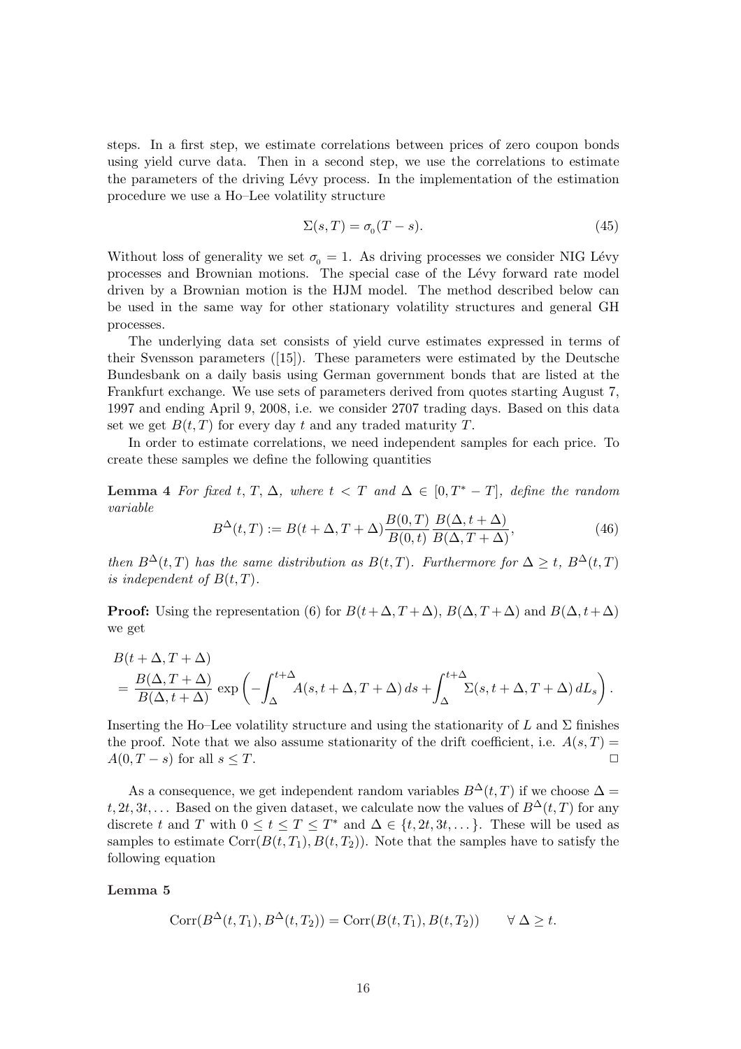steps. In a first step, we estimate correlations between prices of zero coupon bonds using yield curve data. Then in a second step, we use the correlations to estimate the parameters of the driving Lévy process. In the implementation of the estimation procedure we use a Ho–Lee volatility structure

$$\Sigma(s,T) = \sigma_0(T-s). \tag{45}$$

Without loss of generality we set $\sigma_0 = 1$. As driving processes we consider NIG Lévy processes and Brownian motions. The special case of the Lévy forward rate model driven by a Brownian motion is the HJM model. The method described below can be used in the same way for other stationary volatility structures and general GH processes.

The underlying data set consists of yield curve estimates expressed in terms of their Svensson parameters ([15]). These parameters were estimated by the Deutsche Bundesbank on a daily basis using German government bonds that are listed at the Frankfurt exchange. We use sets of parameters derived from quotes starting August 7, 1997 and ending April 9, 2008, i.e. we consider 2707 trading days. Based on this data set we get $B(t,T)$ for every day $t$ and any traded maturity $T$.

In order to estimate correlations, we need independent samples for each price. To create these samples we define the following quantities

**Lemma 4** *For fixed $t$, $T$, $\Delta$, where $t < T$ and $\Delta \in [0, T^* - T]$, define the random variable*

$$B^{\Delta}(t,T) := B(t+\Delta, T+\Delta)\frac{B(0,T)}{B(0,t)}\frac{B(\Delta, t+\Delta)}{B(\Delta, T+\Delta)}, \tag{46}$$

*then $B^{\Delta}(t,T)$ has the same distribution as $B(t,T)$. Furthermore for $\Delta \geq t$, $B^{\Delta}(t,T)$ is independent of $B(t,T)$.*

**Proof:** Using the representation (6) for $B(t+\Delta, T+\Delta)$, $B(\Delta, T+\Delta)$ and $B(\Delta, t+\Delta)$ we get

$$\begin{aligned} & B(t+\Delta, T+\Delta) \\ &= \frac{B(\Delta, T+\Delta)}{B(\Delta, t+\Delta)} \exp\left(-\int_{\Delta}^{t+\Delta} A(s, t+\Delta, T+\Delta)\, ds + \int_{\Delta}^{t+\Delta} \Sigma(s, t+\Delta, T+\Delta)\, dL_s\right). \end{aligned}$$

Inserting the Ho–Lee volatility structure and using the stationarity of $L$ and $\Sigma$ finishes the proof. Note that we also assume stationarity of the drift coefficient, i.e. $A(s,T) = A(0, T-s)$ for all $s \leq T$. □

As a consequence, we get independent random variables $B^{\Delta}(t,T)$ if we choose $\Delta = t, 2t, 3t, \ldots$ Based on the given dataset, we calculate now the values of $B^{\Delta}(t,T)$ for any discrete $t$ and $T$ with $0 \leq t \leq T \leq T^*$ and $\Delta \in \{t, 2t, 3t, \ldots\}$. These will be used as samples to estimate $\mathrm{Corr}(B(t,T_1), B(t,T_2))$. Note that the samples have to satisfy the following equation

**Lemma 5**

$$\mathrm{Corr}(B^{\Delta}(t,T_1), B^{\Delta}(t,T_2)) = \mathrm{Corr}(B(t,T_1), B(t,T_2)) \qquad \forall\ \Delta \geq t.$$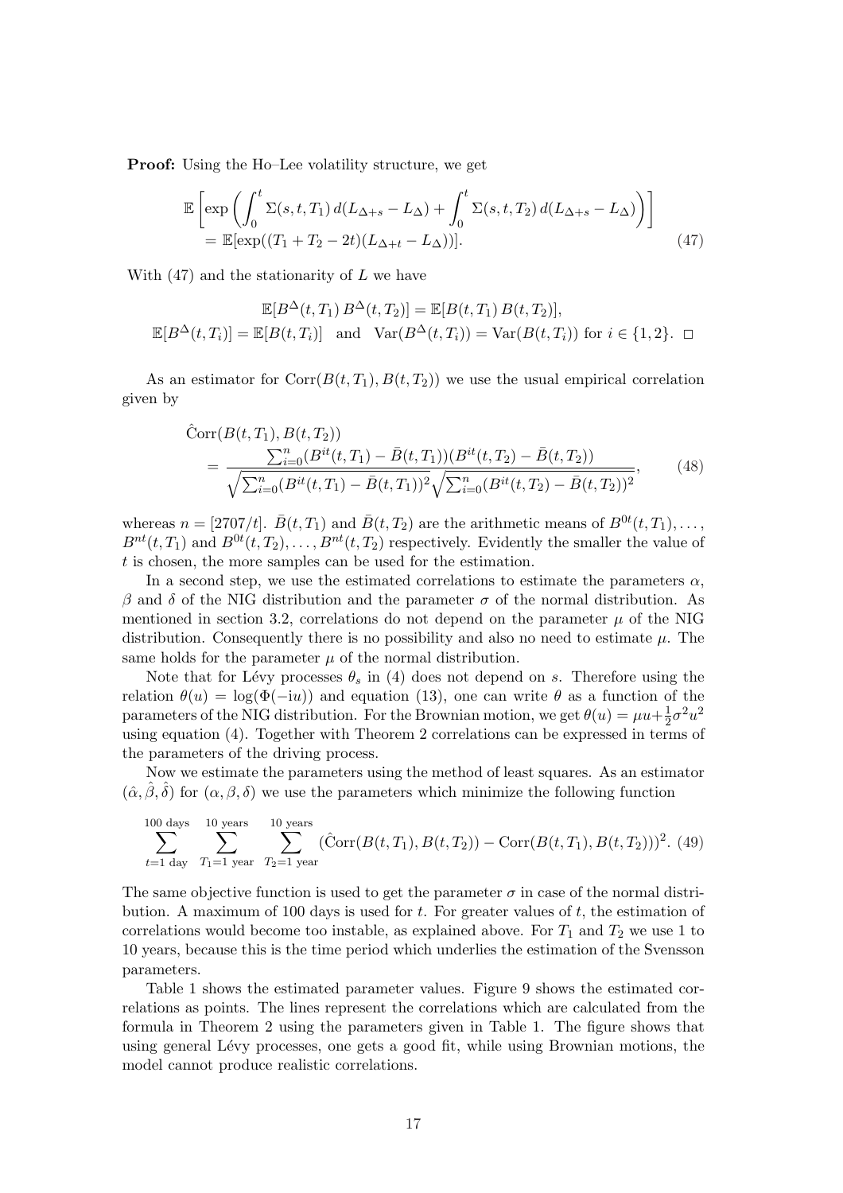**Proof:** Using the Ho–Lee volatility structure, we get

$$\begin{aligned}
&\mathbb{E}\left[\exp\left(\int_0^t \Sigma(s,t,T_1)\,d(L_{\Delta+s}-L_\Delta)+\int_0^t \Sigma(s,t,T_2)\,d(L_{\Delta+s}-L_\Delta)\right)\right]\\
&\quad=\mathbb{E}[\exp((T_1+T_2-2t)(L_{\Delta+t}-L_\Delta))]. 
\end{aligned}\tag{47}$$

With (47) and the stationarity of $L$ we have

$$\mathbb{E}[B^\Delta(t,T_1)\,B^\Delta(t,T_2)]=\mathbb{E}[B(t,T_1)\,B(t,T_2)],$$
$$\mathbb{E}[B^\Delta(t,T_i)]=\mathbb{E}[B(t,T_i)]\quad\text{and}\quad \mathrm{Var}(B^\Delta(t,T_i))=\mathrm{Var}(B(t,T_i))\text{ for }i\in\{1,2\}.\ \square$$

As an estimator for $\mathrm{Corr}(B(t,T_1),B(t,T_2))$ we use the usual empirical correlation given by

$$\begin{aligned}
&\hat{\mathrm{C}}\mathrm{orr}(B(t,T_1),B(t,T_2))\\
&\quad=\frac{\sum_{i=0}^n(B^{it}(t,T_1)-\bar{B}(t,T_1))(B^{it}(t,T_2)-\bar{B}(t,T_2))}{\sqrt{\sum_{i=0}^n(B^{it}(t,T_1)-\bar{B}(t,T_1))^2}\sqrt{\sum_{i=0}^n(B^{it}(t,T_2)-\bar{B}(t,T_2))^2}},
\end{aligned}\tag{48}$$

whereas $n=[2707/t]$. $\bar{B}(t,T_1)$ and $\bar{B}(t,T_2)$ are the arithmetic means of $B^{0t}(t,T_1),\ldots,$ $B^{nt}(t,T_1)$ and $B^{0t}(t,T_2),\ldots,B^{nt}(t,T_2)$ respectively. Evidently the smaller the value of $t$ is chosen, the more samples can be used for the estimation.

In a second step, we use the estimated correlations to estimate the parameters $\alpha$, $\beta$ and $\delta$ of the NIG distribution and the parameter $\sigma$ of the normal distribution. As mentioned in section 3.2, correlations do not depend on the parameter $\mu$ of the NIG distribution. Consequently there is no possibility and also no need to estimate $\mu$. The same holds for the parameter $\mu$ of the normal distribution.

Note that for Lévy processes $\theta_s$ in (4) does not depend on $s$. Therefore using the relation $\theta(u)=\log(\Phi(-iu))$ and equation (13), one can write $\theta$ as a function of the parameters of the NIG distribution. For the Brownian motion, we get $\theta(u)=\mu u+\frac{1}{2}\sigma^2u^2$ using equation (4). Together with Theorem 2 correlations can be expressed in terms of the parameters of the driving process.

Now we estimate the parameters using the method of least squares. As an estimator $(\hat{\alpha},\hat{\beta},\hat{\delta})$ for $(\alpha,\beta,\delta)$ we use the parameters which minimize the following function

$$\sum_{t=1\text{ day}}^{100\text{ days}}\ \sum_{T_1=1\text{ year}}^{10\text{ years}}\ \sum_{T_2=1\text{ year}}^{10\text{ years}}(\hat{\mathrm{C}}\mathrm{orr}(B(t,T_1),B(t,T_2))-\mathrm{Corr}(B(t,T_1),B(t,T_2)))^2. \tag{49}$$

The same objective function is used to get the parameter $\sigma$ in case of the normal distribution. A maximum of 100 days is used for $t$. For greater values of $t$, the estimation of correlations would become too instable, as explained above. For $T_1$ and $T_2$ we use 1 to 10 years, because this is the time period which underlies the estimation of the Svensson parameters.

Table 1 shows the estimated parameter values. Figure 9 shows the estimated correlations as points. The lines represent the correlations which are calculated from the formula in Theorem 2 using the parameters given in Table 1. The figure shows that using general Lévy processes, one gets a good fit, while using Brownian motions, the model cannot produce realistic correlations.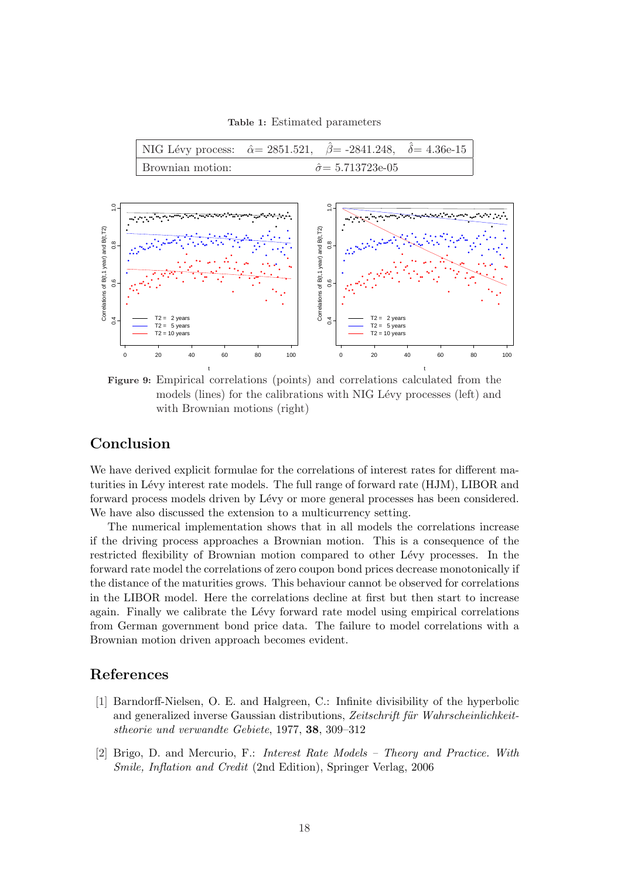**Table 1:** Estimated parameters

| | | | |
|---|---|---|---|
| NIG Lévy process: | $\hat{\alpha}$= 2851.521, | $\hat{\beta}$= -2841.248, | $\hat{\delta}$= 4.36e-15 |
| Brownian motion: | | $\hat{\sigma}$= 5.713723e-05 | |

**Figure 9:** Empirical correlations (points) and correlations calculated from the models (lines) for the calibrations with NIG Lévy processes (left) and with Brownian motions (right)

## Conclusion

We have derived explicit formulae for the correlations of interest rates for different maturities in Lévy interest rate models. The full range of forward rate (HJM), LIBOR and forward process models driven by Lévy or more general processes has been considered. We have also discussed the extension to a multicurrency setting.

The numerical implementation shows that in all models the correlations increase if the driving process approaches a Brownian motion. This is a consequence of the restricted flexibility of Brownian motion compared to other Lévy processes. In the forward rate model the correlations of zero coupon bond prices decrease monotonically if the distance of the maturities grows. This behaviour cannot be observed for correlations in the LIBOR model. Here the correlations decline at first but then start to increase again. Finally we calibrate the Lévy forward rate model using empirical correlations from German government bond price data. The failure to model correlations with a Brownian motion driven approach becomes evident.

## References

[1] Barndorff-Nielsen, O. E. and Halgreen, C.: Infinite divisibility of the hyperbolic and generalized inverse Gaussian distributions, *Zeitschrift für Wahrscheinlichkeitstheorie und verwandte Gebiete*, 1977, **38**, 309–312

[2] Brigo, D. and Mercurio, F.: *Interest Rate Models – Theory and Practice. With Smile, Inflation and Credit* (2nd Edition), Springer Verlag, 2006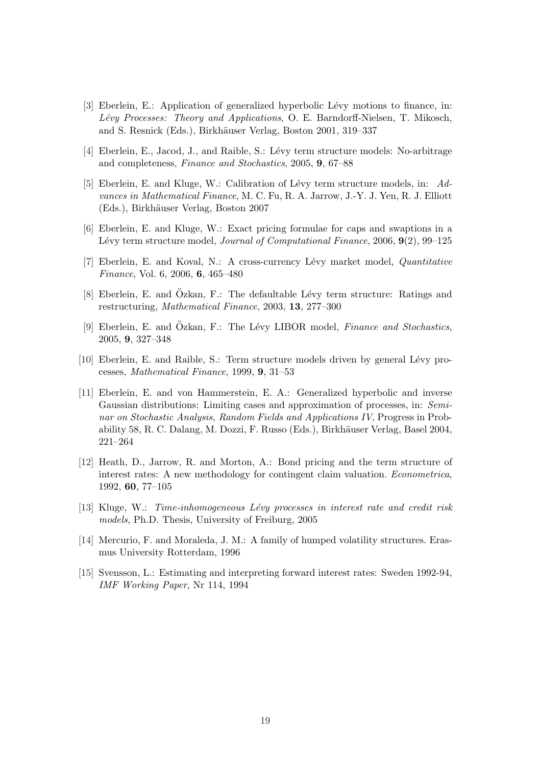[3] Eberlein, E.: Application of generalized hyperbolic Lévy motions to finance, in: *Lévy Processes: Theory and Applications*, O. E. Barndorff-Nielsen, T. Mikosch, and S. Resnick (Eds.), Birkhäuser Verlag, Boston 2001, 319–337

[4] Eberlein, E., Jacod, J., and Raible, S.: Lévy term structure models: No-arbitrage and completeness, *Finance and Stochastics*, 2005, **9**, 67–88

[5] Eberlein, E. and Kluge, W.: Calibration of Lévy term structure models, in: *Advances in Mathematical Finance*, M. C. Fu, R. A. Jarrow, J.-Y. J. Yen, R. J. Elliott (Eds.), Birkhäuser Verlag, Boston 2007

[6] Eberlein, E. and Kluge, W.: Exact pricing formulae for caps and swaptions in a Lévy term structure model, *Journal of Computational Finance*, 2006, **9**(2), 99–125

[7] Eberlein, E. and Koval, N.: A cross-currency Lévy market model, *Quantitative Finance*, Vol. 6, 2006, **6**, 465–480

[8] Eberlein, E. and Özkan, F.: The defaultable Lévy term structure: Ratings and restructuring, *Mathematical Finance*, 2003, **13**, 277–300

[9] Eberlein, E. and Özkan, F.: The Lévy LIBOR model, *Finance and Stochastics*, 2005, **9**, 327–348

[10] Eberlein, E. and Raible, S.: Term structure models driven by general Lévy processes, *Mathematical Finance*, 1999, **9**, 31–53

[11] Eberlein, E. and von Hammerstein, E. A.: Generalized hyperbolic and inverse Gaussian distributions: Limiting cases and approximation of processes, in: *Seminar on Stochastic Analysis, Random Fields and Applications IV*, Progress in Probability 58, R. C. Dalang, M. Dozzi, F. Russo (Eds.), Birkhäuser Verlag, Basel 2004, 221–264

[12] Heath, D., Jarrow, R. and Morton, A.: Bond pricing and the term structure of interest rates: A new methodology for contingent claim valuation. *Econometrica*, 1992, **60**, 77–105

[13] Kluge, W.: *Time-inhomogeneous Lévy processes in interest rate and credit risk models*, Ph.D. Thesis, University of Freiburg, 2005

[14] Mercurio, F. and Moraleda, J. M.: A family of humped volatility structures. Erasmus University Rotterdam, 1996

[15] Svensson, L.: Estimating and interpreting forward interest rates: Sweden 1992-94, *IMF Working Paper*, Nr 114, 1994